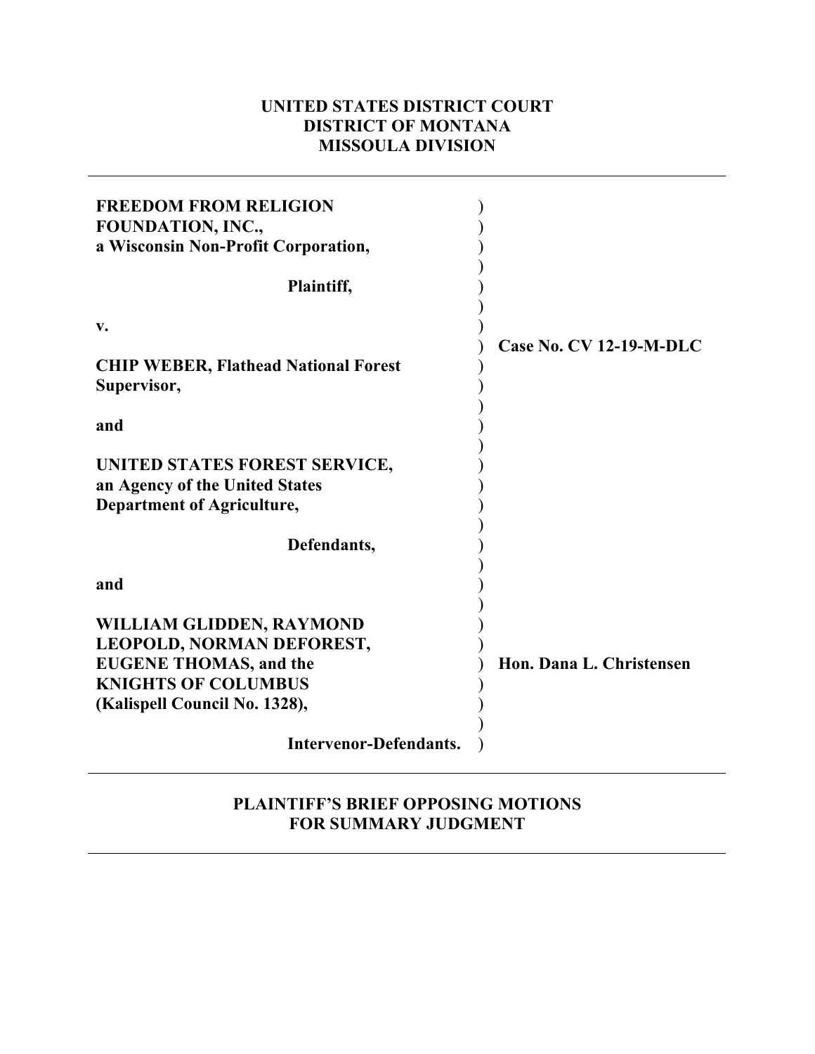**UNITED STATES DISTRICT COURT**
**DISTRICT OF MONTANA**
**MISSOULA DIVISION**

---

**FREEDOM FROM RELIGION FOUNDATION, INC.,**
**a Wisconsin Non-Profit Corporation,**

**Plaintiff,**

**v.**

**CHIP WEBER, Flathead National Forest Supervisor,**

**and**

**UNITED STATES FOREST SERVICE, an Agency of the United States Department of Agriculture,**

**Defendants,**

**and**

**WILLIAM GLIDDEN, RAYMOND LEOPOLD, NORMAN DEFOREST, EUGENE THOMAS, and the KNIGHTS OF COLUMBUS (Kalispell Council No. 1328),**

**Intervenor-Defendants.**

**Case No. CV 12-19-M-DLC**

**Hon. Dana L. Christensen**

---

**PLAINTIFF'S BRIEF OPPOSING MOTIONS FOR SUMMARY JUDGMENT**

---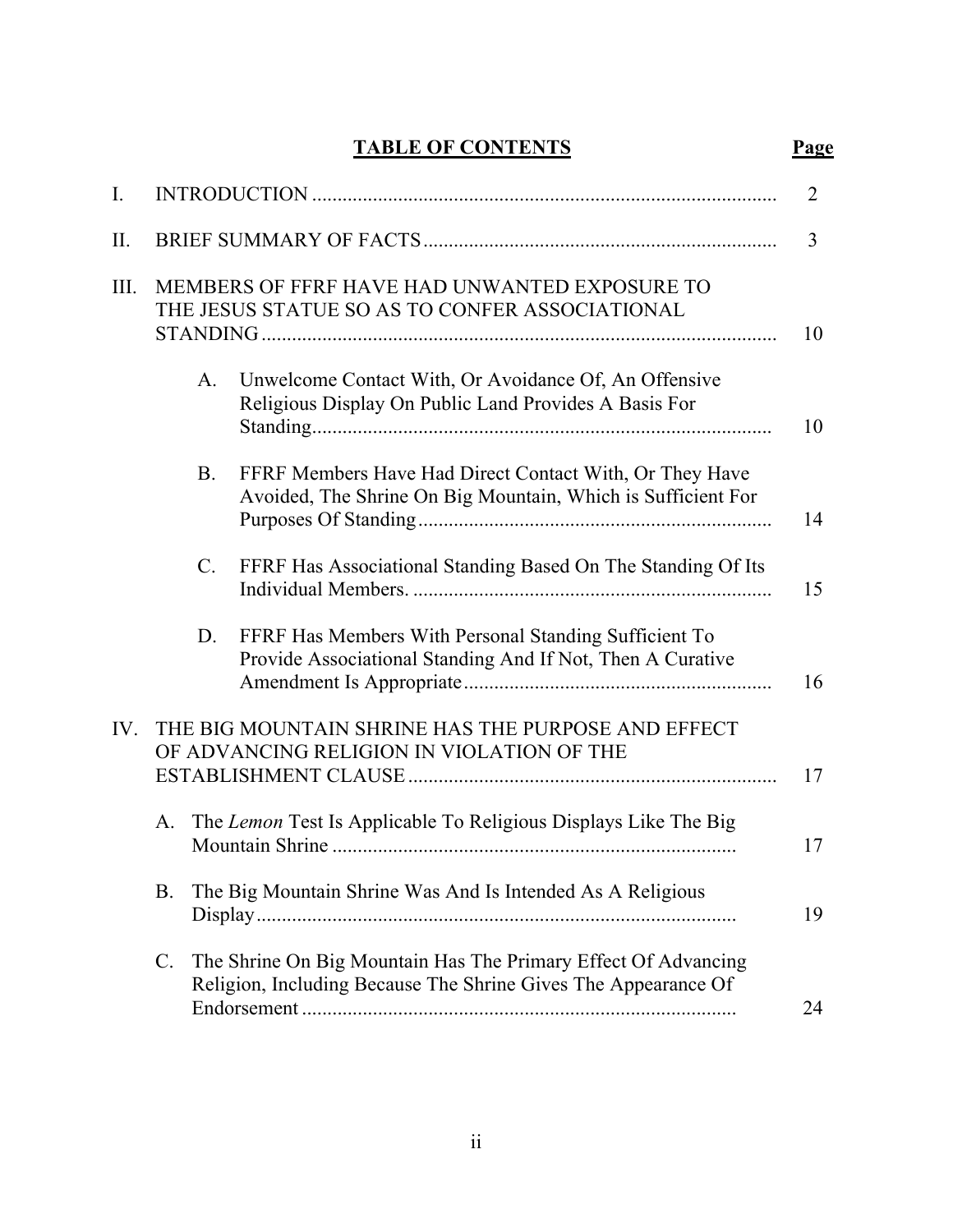# <u>TABLE OF CONTENTS</u>

| | | Page |
|---|---|---|
| I. | INTRODUCTION | 2 |
| II. | BRIEF SUMMARY OF FACTS | 3 |
| III. | MEMBERS OF FFRF HAVE HAD UNWANTED EXPOSURE TO THE JESUS STATUE SO AS TO CONFER ASSOCIATIONAL STANDING | 10 |
| | A. Unwelcome Contact With, Or Avoidance Of, An Offensive Religious Display On Public Land Provides A Basis For Standing | 10 |
| | B. FFRF Members Have Had Direct Contact With, Or They Have Avoided, The Shrine On Big Mountain, Which is Sufficient For Purposes Of Standing | 14 |
| | C. FFRF Has Associational Standing Based On The Standing Of Its Individual Members. | 15 |
| | D. FFRF Has Members With Personal Standing Sufficient To Provide Associational Standing And If Not, Then A Curative Amendment Is Appropriate | 16 |
| IV. | THE BIG MOUNTAIN SHRINE HAS THE PURPOSE AND EFFECT OF ADVANCING RELIGION IN VIOLATION OF THE ESTABLISHMENT CLAUSE | 17 |
| | A. The *Lemon* Test Is Applicable To Religious Displays Like The Big Mountain Shrine | 17 |
| | B. The Big Mountain Shrine Was And Is Intended As A Religious Display | 19 |
| | C. The Shrine On Big Mountain Has The Primary Effect Of Advancing Religion, Including Because The Shrine Gives The Appearance Of Endorsement | 24 |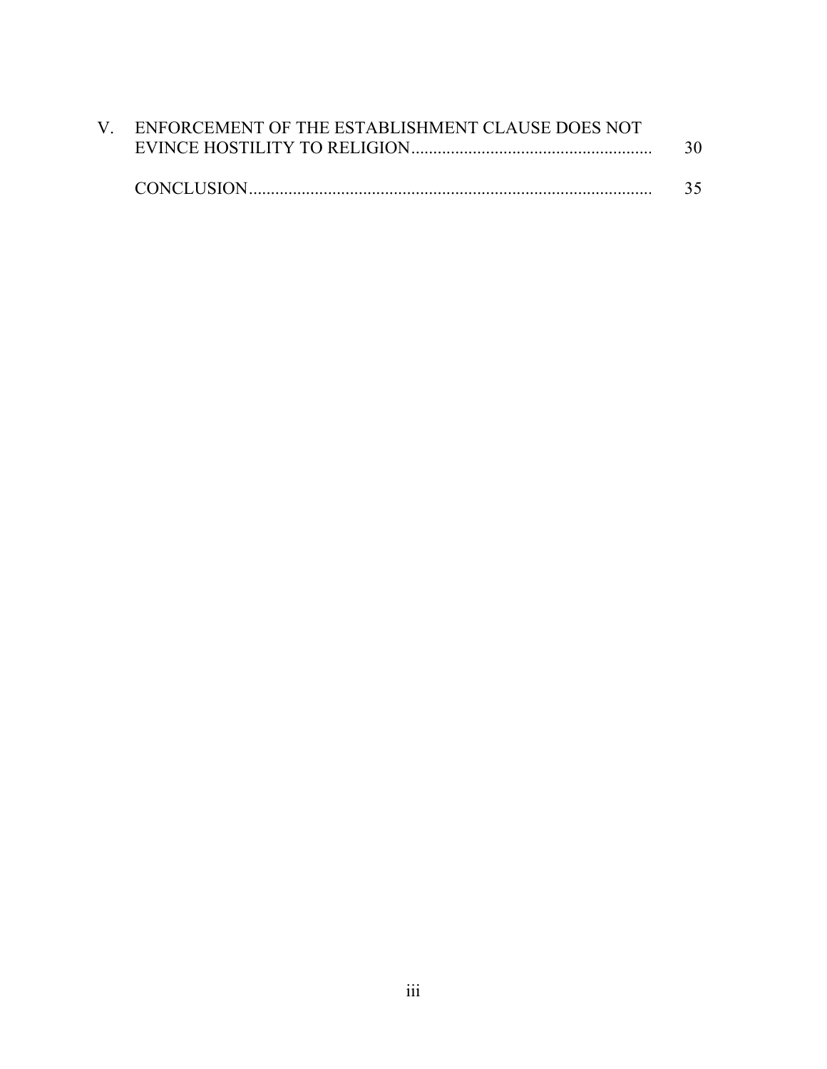| | | |
|---|---|---|
| V. | ENFORCEMENT OF THE ESTABLISHMENT CLAUSE DOES NOT EVINCE HOSTILITY TO RELIGION | 30 |
| | CONCLUSION | 35 |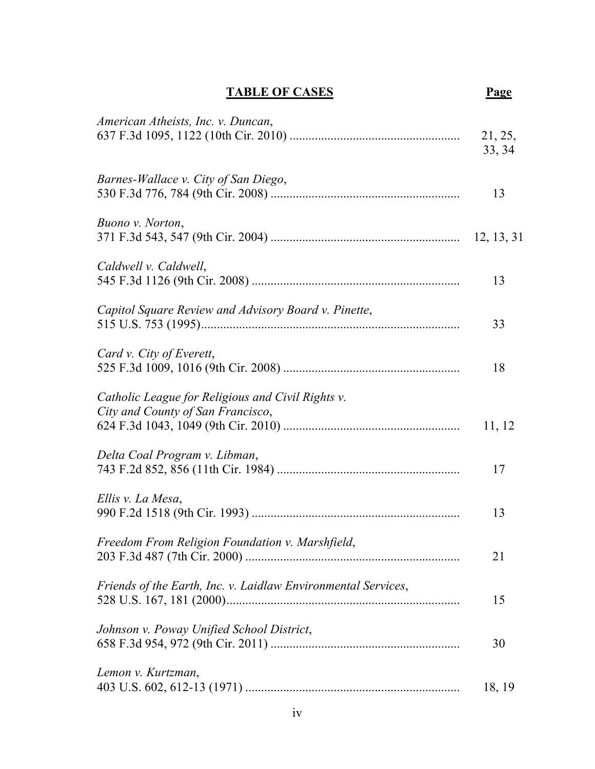| **TABLE OF CASES** | **Page** |
|---|---|
| *American Atheists, Inc. v. Duncan*, 637 F.3d 1095, 1122 (10th Cir. 2010) | 21, 25, 33, 34 |
| *Barnes-Wallace v. City of San Diego*, 530 F.3d 776, 784 (9th Cir. 2008) | 13 |
| *Buono v. Norton*, 371 F.3d 543, 547 (9th Cir. 2004) | 12, 13, 31 |
| *Caldwell v. Caldwell*, 545 F.3d 1126 (9th Cir. 2008) | 13 |
| *Capitol Square Review and Advisory Board v. Pinette*, 515 U.S. 753 (1995) | 33 |
| *Card v. City of Everett*, 525 F.3d 1009, 1016 (9th Cir. 2008) | 18 |
| *Catholic League for Religious and Civil Rights v. City and County of San Francisco*, 624 F.3d 1043, 1049 (9th Cir. 2010) | 11, 12 |
| *Delta Coal Program v. Libman*, 743 F.2d 852, 856 (11th Cir. 1984) | 17 |
| *Ellis v. La Mesa*, 990 F.2d 1518 (9th Cir. 1993) | 13 |
| *Freedom From Religion Foundation v. Marshfield*, 203 F.3d 487 (7th Cir. 2000) | 21 |
| *Friends of the Earth, Inc. v. Laidlaw Environmental Services*, 528 U.S. 167, 181 (2000) | 15 |
| *Johnson v. Poway Unified School District*, 658 F.3d 954, 972 (9th Cir. 2011) | 30 |
| *Lemon v. Kurtzman*, 403 U.S. 602, 612-13 (1971) | 18, 19 |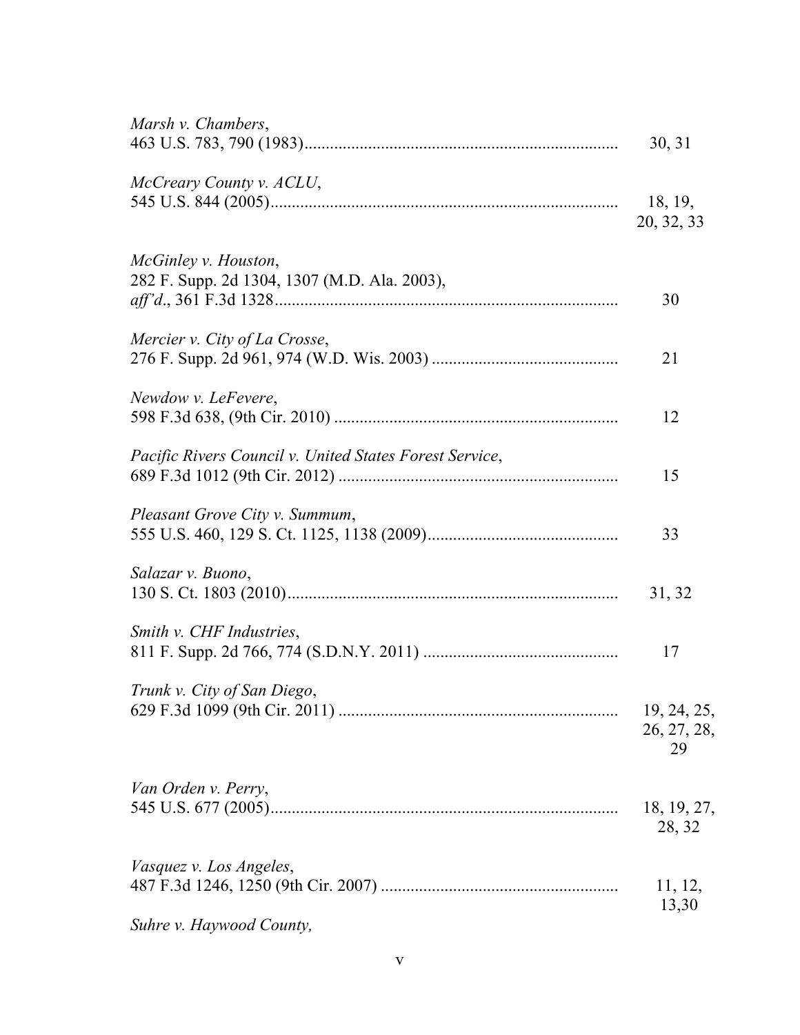*Marsh v. Chambers*,
463 U.S. 783, 790 (1983) ........................................................................ 30, 31

*McCreary County v. ACLU*,
545 U.S. 844 (2005) ................................................................................ 18, 19, 20, 32, 33

*McGinley v. Houston*,
282 F. Supp. 2d 1304, 1307 (M.D. Ala. 2003),
*aff'd*., 361 F.3d 1328 ................................................................................ 30

*Mercier v. City of La Crosse*,
276 F. Supp. 2d 961, 974 (W.D. Wis. 2003) ........................................... 21

*Newdow v. LeFevere*,
598 F.3d 638, (9th Cir. 2010) .................................................................. 12

*Pacific Rivers Council v. United States Forest Service*,
689 F.3d 1012 (9th Cir. 2012) ................................................................. 15

*Pleasant Grove City v. Summum*,
555 U.S. 460, 129 S. Ct. 1125, 1138 (2009) ............................................ 33

*Salazar v. Buono*,
130 S. Ct. 1803 (2010) ............................................................................ 31, 32

*Smith v. CHF Industries*,
811 F. Supp. 2d 766, 774 (S.D.N.Y. 2011) ............................................. 17

*Trunk v. City of San Diego*,
629 F.3d 1099 (9th Cir. 2011) ................................................................. 19, 24, 25, 26, 27, 28, 29

*Van Orden v. Perry*,
545 U.S. 677 (2005) ................................................................................ 18, 19, 27, 28, 32

*Vasquez v. Los Angeles*,
487 F.3d 1246, 1250 (9th Cir. 2007) ....................................................... 11, 12, 13,30

*Suhre v. Haywood County,*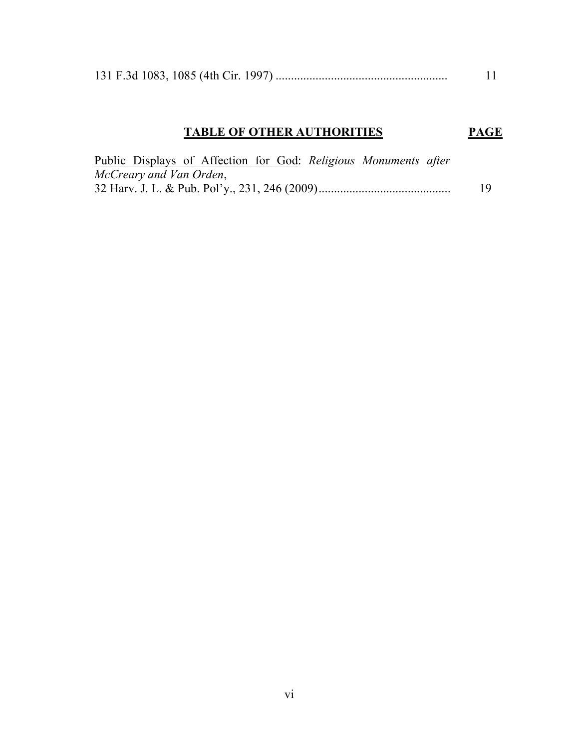131 F.3d 1083, 1085 (4th Cir. 1997) ........................................................ 11

**<u>TABLE OF OTHER AUTHORITIES</u>** **<u>PAGE</u>**

<u>Public Displays of Affection for God</u>: *Religious Monuments after McCreary and Van Orden*,
32 Harv. J. L. & Pub. Pol'y., 231, 246 (2009)........................................... 19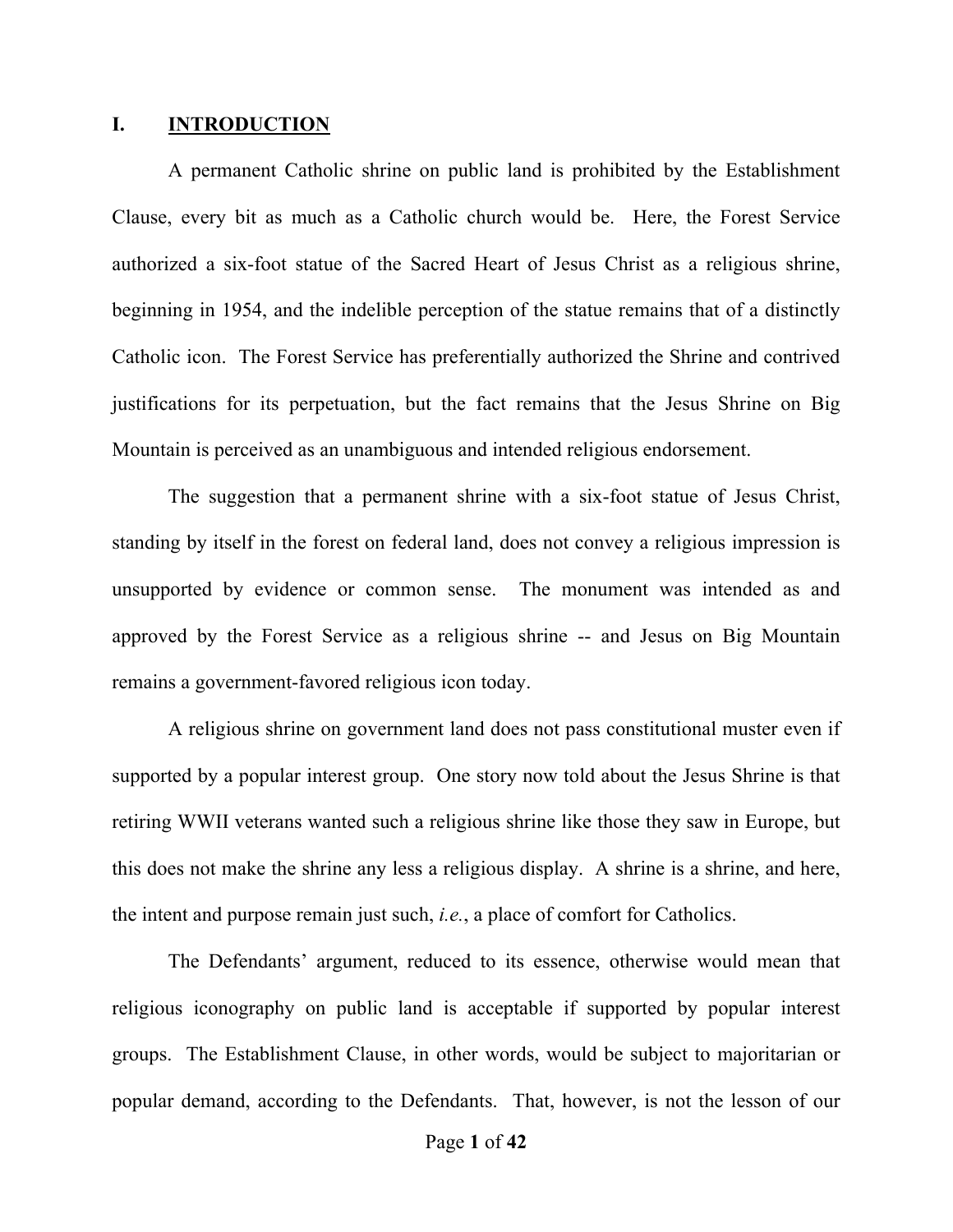## I. INTRODUCTION

A permanent Catholic shrine on public land is prohibited by the Establishment Clause, every bit as much as a Catholic church would be. Here, the Forest Service authorized a six-foot statue of the Sacred Heart of Jesus Christ as a religious shrine, beginning in 1954, and the indelible perception of the statue remains that of a distinctly Catholic icon. The Forest Service has preferentially authorized the Shrine and contrived justifications for its perpetuation, but the fact remains that the Jesus Shrine on Big Mountain is perceived as an unambiguous and intended religious endorsement.

The suggestion that a permanent shrine with a six-foot statue of Jesus Christ, standing by itself in the forest on federal land, does not convey a religious impression is unsupported by evidence or common sense. The monument was intended as and approved by the Forest Service as a religious shrine -- and Jesus on Big Mountain remains a government-favored religious icon today.

A religious shrine on government land does not pass constitutional muster even if supported by a popular interest group. One story now told about the Jesus Shrine is that retiring WWII veterans wanted such a religious shrine like those they saw in Europe, but this does not make the shrine any less a religious display. A shrine is a shrine, and here, the intent and purpose remain just such, *i.e.*, a place of comfort for Catholics.

The Defendants' argument, reduced to its essence, otherwise would mean that religious iconography on public land is acceptable if supported by popular interest groups. The Establishment Clause, in other words, would be subject to majoritarian or popular demand, according to the Defendants. That, however, is not the lesson of our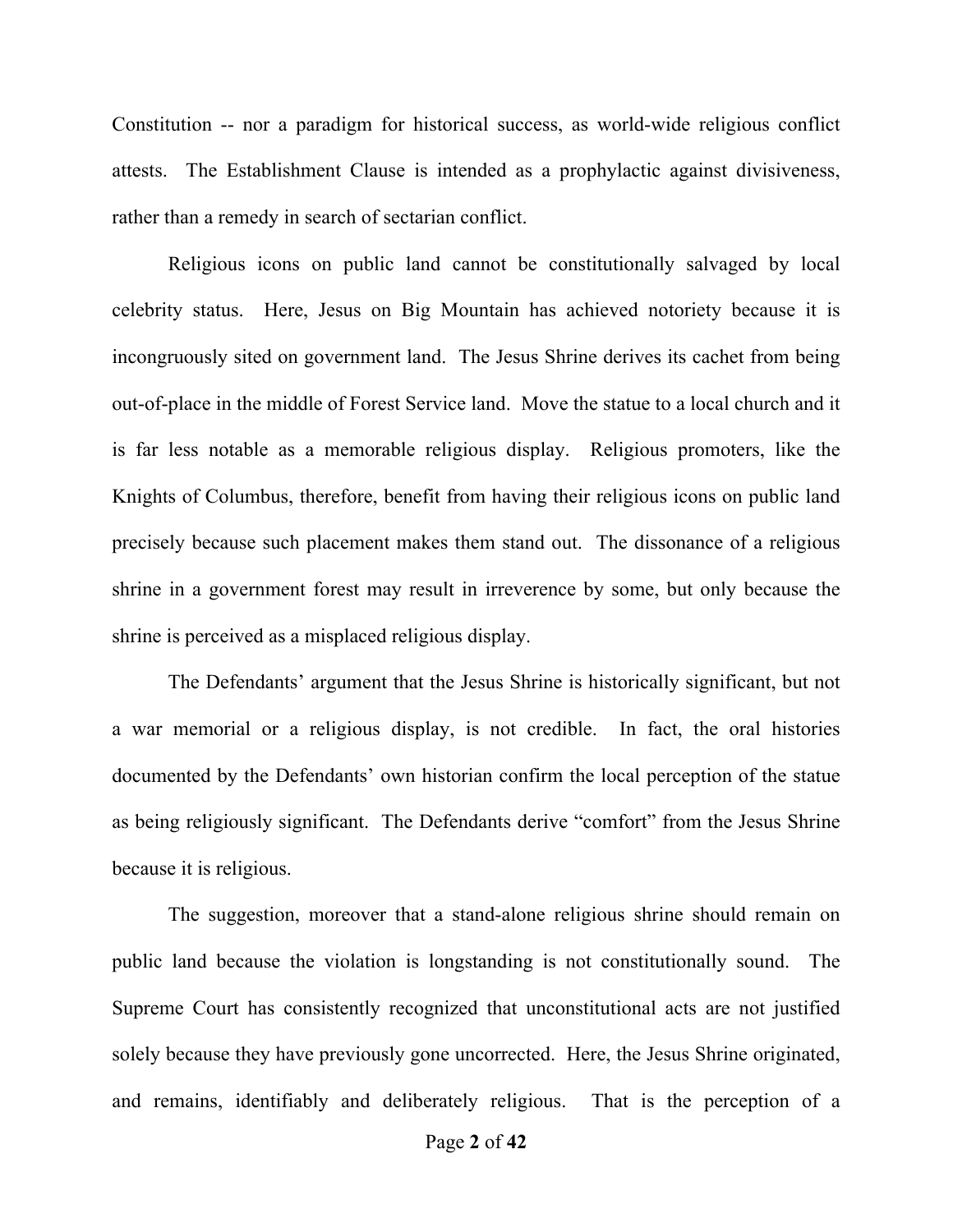Constitution -- nor a paradigm for historical success, as world-wide religious conflict attests. The Establishment Clause is intended as a prophylactic against divisiveness, rather than a remedy in search of sectarian conflict.

Religious icons on public land cannot be constitutionally salvaged by local celebrity status. Here, Jesus on Big Mountain has achieved notoriety because it is incongruously sited on government land. The Jesus Shrine derives its cachet from being out-of-place in the middle of Forest Service land. Move the statue to a local church and it is far less notable as a memorable religious display. Religious promoters, like the Knights of Columbus, therefore, benefit from having their religious icons on public land precisely because such placement makes them stand out. The dissonance of a religious shrine in a government forest may result in irreverence by some, but only because the shrine is perceived as a misplaced religious display.

The Defendants' argument that the Jesus Shrine is historically significant, but not a war memorial or a religious display, is not credible. In fact, the oral histories documented by the Defendants' own historian confirm the local perception of the statue as being religiously significant. The Defendants derive "comfort" from the Jesus Shrine because it is religious.

The suggestion, moreover that a stand-alone religious shrine should remain on public land because the violation is longstanding is not constitutionally sound. The Supreme Court has consistently recognized that unconstitutional acts are not justified solely because they have previously gone uncorrected. Here, the Jesus Shrine originated, and remains, identifiably and deliberately religious. That is the perception of a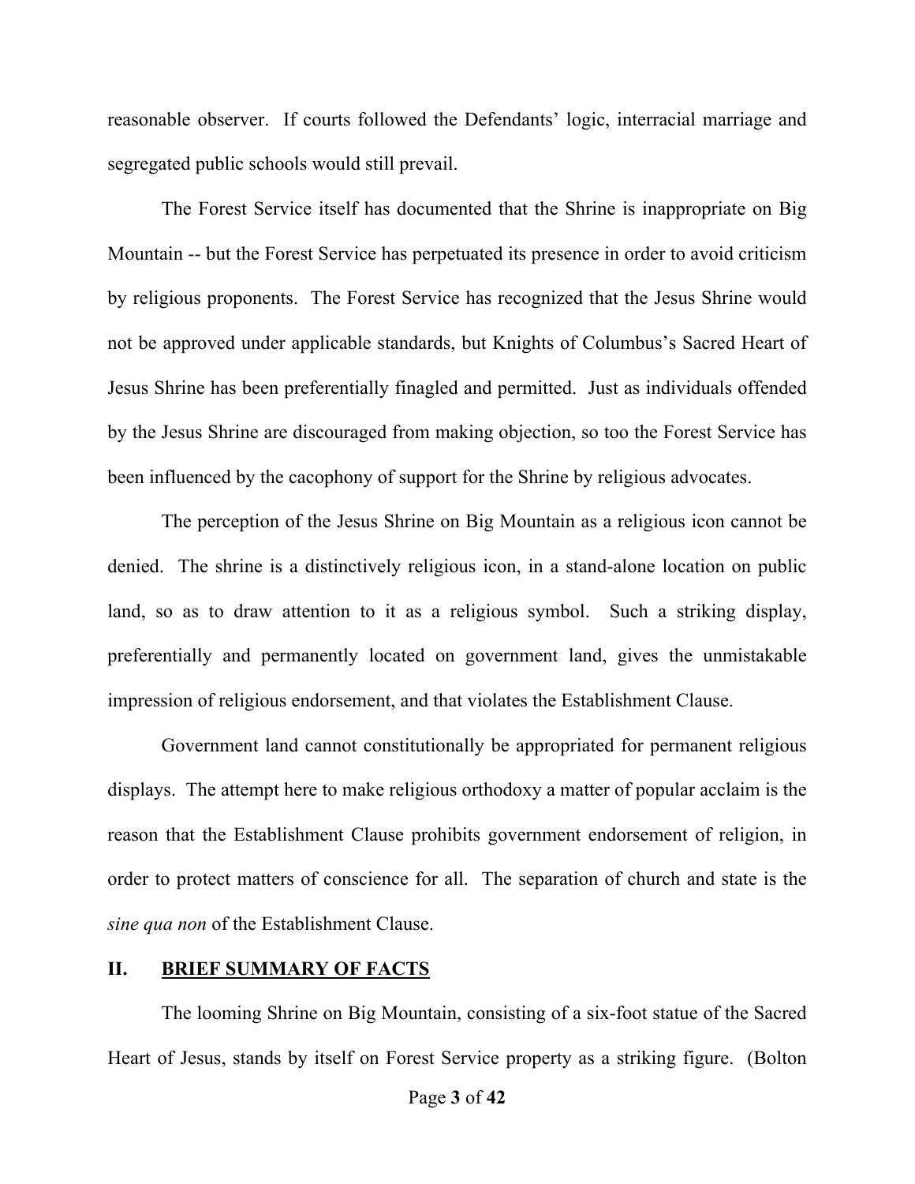reasonable observer. If courts followed the Defendants' logic, interracial marriage and segregated public schools would still prevail.

The Forest Service itself has documented that the Shrine is inappropriate on Big Mountain -- but the Forest Service has perpetuated its presence in order to avoid criticism by religious proponents. The Forest Service has recognized that the Jesus Shrine would not be approved under applicable standards, but Knights of Columbus's Sacred Heart of Jesus Shrine has been preferentially finagled and permitted. Just as individuals offended by the Jesus Shrine are discouraged from making objection, so too the Forest Service has been influenced by the cacophony of support for the Shrine by religious advocates.

The perception of the Jesus Shrine on Big Mountain as a religious icon cannot be denied. The shrine is a distinctively religious icon, in a stand-alone location on public land, so as to draw attention to it as a religious symbol. Such a striking display, preferentially and permanently located on government land, gives the unmistakable impression of religious endorsement, and that violates the Establishment Clause.

Government land cannot constitutionally be appropriated for permanent religious displays. The attempt here to make religious orthodoxy a matter of popular acclaim is the reason that the Establishment Clause prohibits government endorsement of religion, in order to protect matters of conscience for all. The separation of church and state is the *sine qua non* of the Establishment Clause.

## II. <u>BRIEF SUMMARY OF FACTS</u>

The looming Shrine on Big Mountain, consisting of a six-foot statue of the Sacred Heart of Jesus, stands by itself on Forest Service property as a striking figure. (Bolton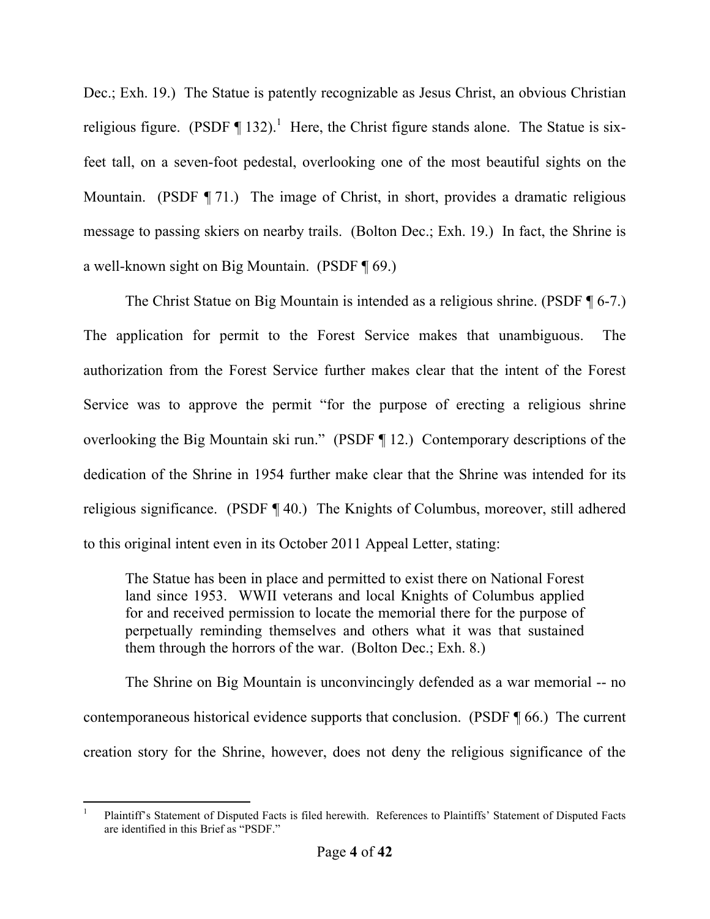Dec.; Exh. 19.) The Statue is patently recognizable as Jesus Christ, an obvious Christian religious figure. (PSDF ¶ 132).[1] Here, the Christ figure stands alone. The Statue is six-feet tall, on a seven-foot pedestal, overlooking one of the most beautiful sights on the Mountain. (PSDF ¶ 71.) The image of Christ, in short, provides a dramatic religious message to passing skiers on nearby trails. (Bolton Dec.; Exh. 19.) In fact, the Shrine is a well-known sight on Big Mountain. (PSDF ¶ 69.)

The Christ Statue on Big Mountain is intended as a religious shrine. (PSDF ¶ 6-7.) The application for permit to the Forest Service makes that unambiguous. The authorization from the Forest Service further makes clear that the intent of the Forest Service was to approve the permit "for the purpose of erecting a religious shrine overlooking the Big Mountain ski run." (PSDF ¶ 12.) Contemporary descriptions of the dedication of the Shrine in 1954 further make clear that the Shrine was intended for its religious significance. (PSDF ¶ 40.) The Knights of Columbus, moreover, still adhered to this original intent even in its October 2011 Appeal Letter, stating:

> The Statue has been in place and permitted to exist there on National Forest land since 1953. WWII veterans and local Knights of Columbus applied for and received permission to locate the memorial there for the purpose of perpetually reminding themselves and others what it was that sustained them through the horrors of the war. (Bolton Dec.; Exh. 8.)

The Shrine on Big Mountain is unconvincingly defended as a war memorial -- no contemporaneous historical evidence supports that conclusion. (PSDF ¶ 66.) The current creation story for the Shrine, however, does not deny the religious significance of the

---

[1] Plaintiff's Statement of Disputed Facts is filed herewith. References to Plaintiffs' Statement of Disputed Facts are identified in this Brief as "PSDF."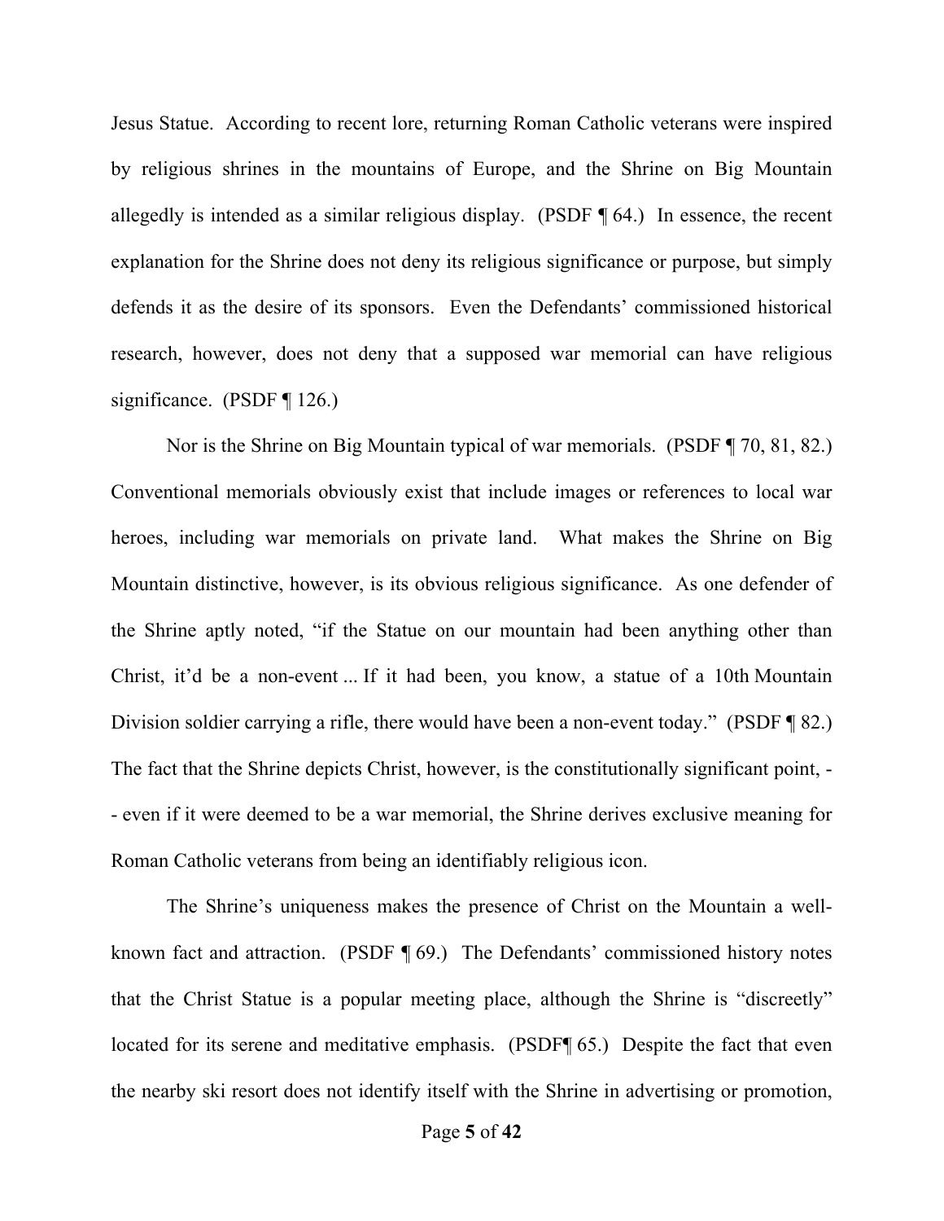Jesus Statue. According to recent lore, returning Roman Catholic veterans were inspired by religious shrines in the mountains of Europe, and the Shrine on Big Mountain allegedly is intended as a similar religious display. (PSDF ¶ 64.) In essence, the recent explanation for the Shrine does not deny its religious significance or purpose, but simply defends it as the desire of its sponsors. Even the Defendants' commissioned historical research, however, does not deny that a supposed war memorial can have religious significance. (PSDF ¶ 126.)

Nor is the Shrine on Big Mountain typical of war memorials. (PSDF ¶ 70, 81, 82.) Conventional memorials obviously exist that include images or references to local war heroes, including war memorials on private land. What makes the Shrine on Big Mountain distinctive, however, is its obvious religious significance. As one defender of the Shrine aptly noted, "if the Statue on our mountain had been anything other than Christ, it'd be a non-event ... If it had been, you know, a statue of a 10th Mountain Division soldier carrying a rifle, there would have been a non-event today." (PSDF ¶ 82.) The fact that the Shrine depicts Christ, however, is the constitutionally significant point, -- even if it were deemed to be a war memorial, the Shrine derives exclusive meaning for Roman Catholic veterans from being an identifiably religious icon.

The Shrine's uniqueness makes the presence of Christ on the Mountain a well-known fact and attraction. (PSDF ¶ 69.) The Defendants' commissioned history notes that the Christ Statue is a popular meeting place, although the Shrine is "discreetly" located for its serene and meditative emphasis. (PSDF¶ 65.) Despite the fact that even the nearby ski resort does not identify itself with the Shrine in advertising or promotion,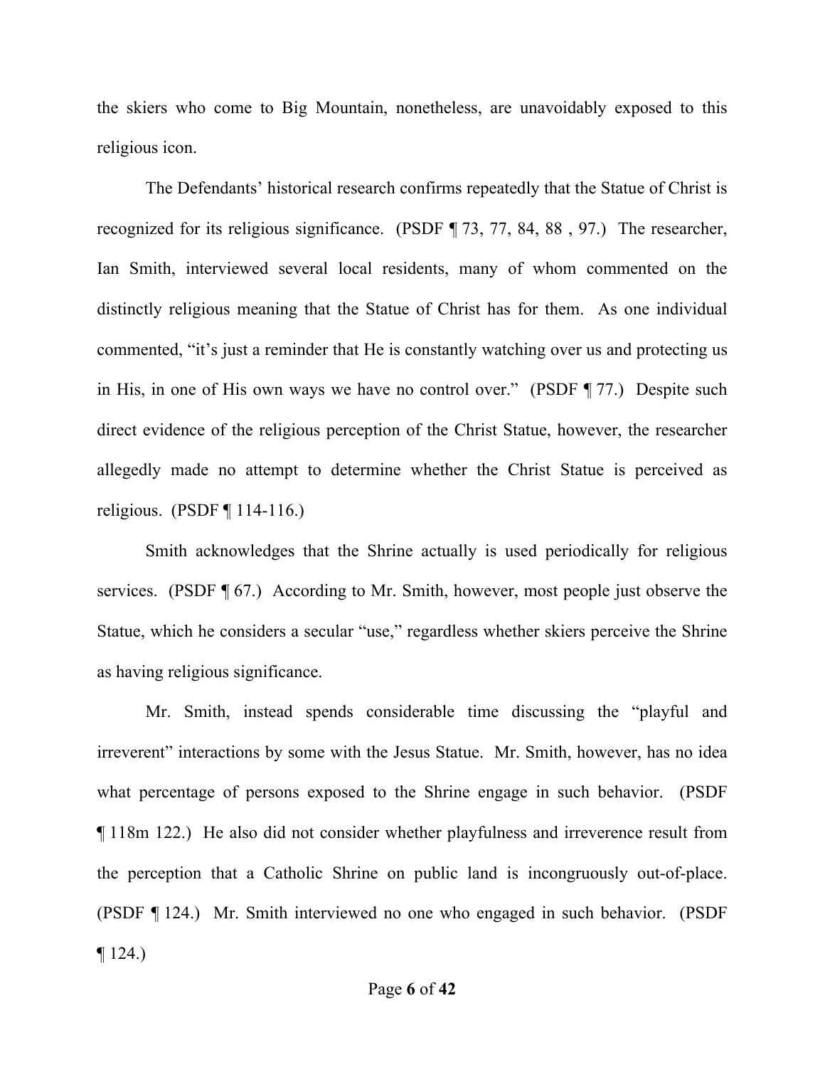the skiers who come to Big Mountain, nonetheless, are unavoidably exposed to this religious icon.

The Defendants' historical research confirms repeatedly that the Statue of Christ is recognized for its religious significance. (PSDF ¶ 73, 77, 84, 88 , 97.) The researcher, Ian Smith, interviewed several local residents, many of whom commented on the distinctly religious meaning that the Statue of Christ has for them. As one individual commented, "it's just a reminder that He is constantly watching over us and protecting us in His, in one of His own ways we have no control over." (PSDF ¶ 77.) Despite such direct evidence of the religious perception of the Christ Statue, however, the researcher allegedly made no attempt to determine whether the Christ Statue is perceived as religious. (PSDF ¶ 114-116.)

Smith acknowledges that the Shrine actually is used periodically for religious services. (PSDF ¶ 67.) According to Mr. Smith, however, most people just observe the Statue, which he considers a secular "use," regardless whether skiers perceive the Shrine as having religious significance.

Mr. Smith, instead spends considerable time discussing the "playful and irreverent" interactions by some with the Jesus Statue. Mr. Smith, however, has no idea what percentage of persons exposed to the Shrine engage in such behavior. (PSDF ¶ 118m 122.) He also did not consider whether playfulness and irreverence result from the perception that a Catholic Shrine on public land is incongruously out-of-place. (PSDF ¶ 124.) Mr. Smith interviewed no one who engaged in such behavior. (PSDF ¶ 124.)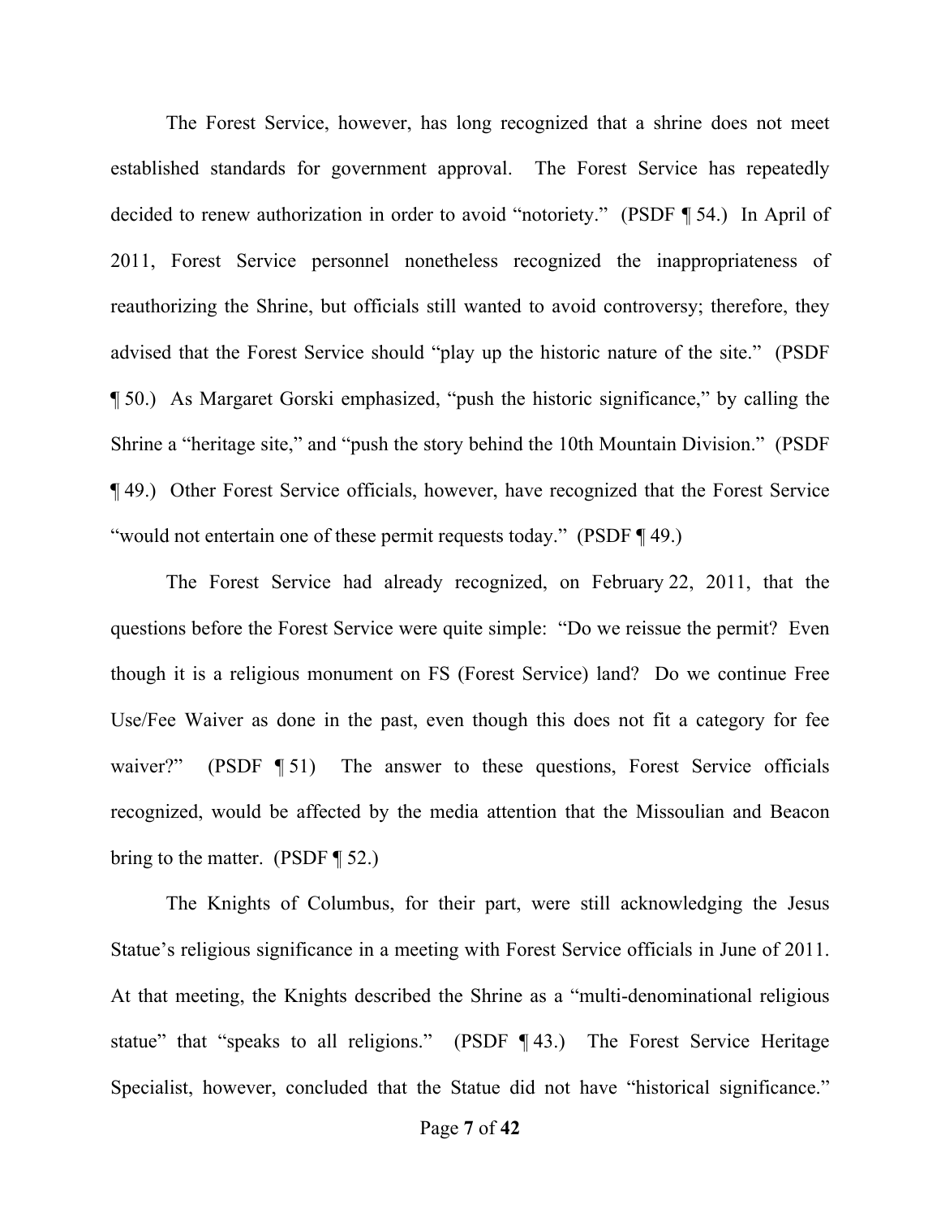The Forest Service, however, has long recognized that a shrine does not meet established standards for government approval. The Forest Service has repeatedly decided to renew authorization in order to avoid "notoriety." (PSDF ¶ 54.) In April of 2011, Forest Service personnel nonetheless recognized the inappropriateness of reauthorizing the Shrine, but officials still wanted to avoid controversy; therefore, they advised that the Forest Service should "play up the historic nature of the site." (PSDF ¶ 50.) As Margaret Gorski emphasized, "push the historic significance," by calling the Shrine a "heritage site," and "push the story behind the 10th Mountain Division." (PSDF ¶ 49.) Other Forest Service officials, however, have recognized that the Forest Service "would not entertain one of these permit requests today." (PSDF ¶ 49.)

The Forest Service had already recognized, on February 22, 2011, that the questions before the Forest Service were quite simple: "Do we reissue the permit? Even though it is a religious monument on FS (Forest Service) land? Do we continue Free Use/Fee Waiver as done in the past, even though this does not fit a category for fee waiver?" (PSDF ¶ 51) The answer to these questions, Forest Service officials recognized, would be affected by the media attention that the Missoulian and Beacon bring to the matter. (PSDF ¶ 52.)

The Knights of Columbus, for their part, were still acknowledging the Jesus Statue's religious significance in a meeting with Forest Service officials in June of 2011. At that meeting, the Knights described the Shrine as a "multi-denominational religious statue" that "speaks to all religions." (PSDF ¶ 43.) The Forest Service Heritage Specialist, however, concluded that the Statue did not have "historical significance."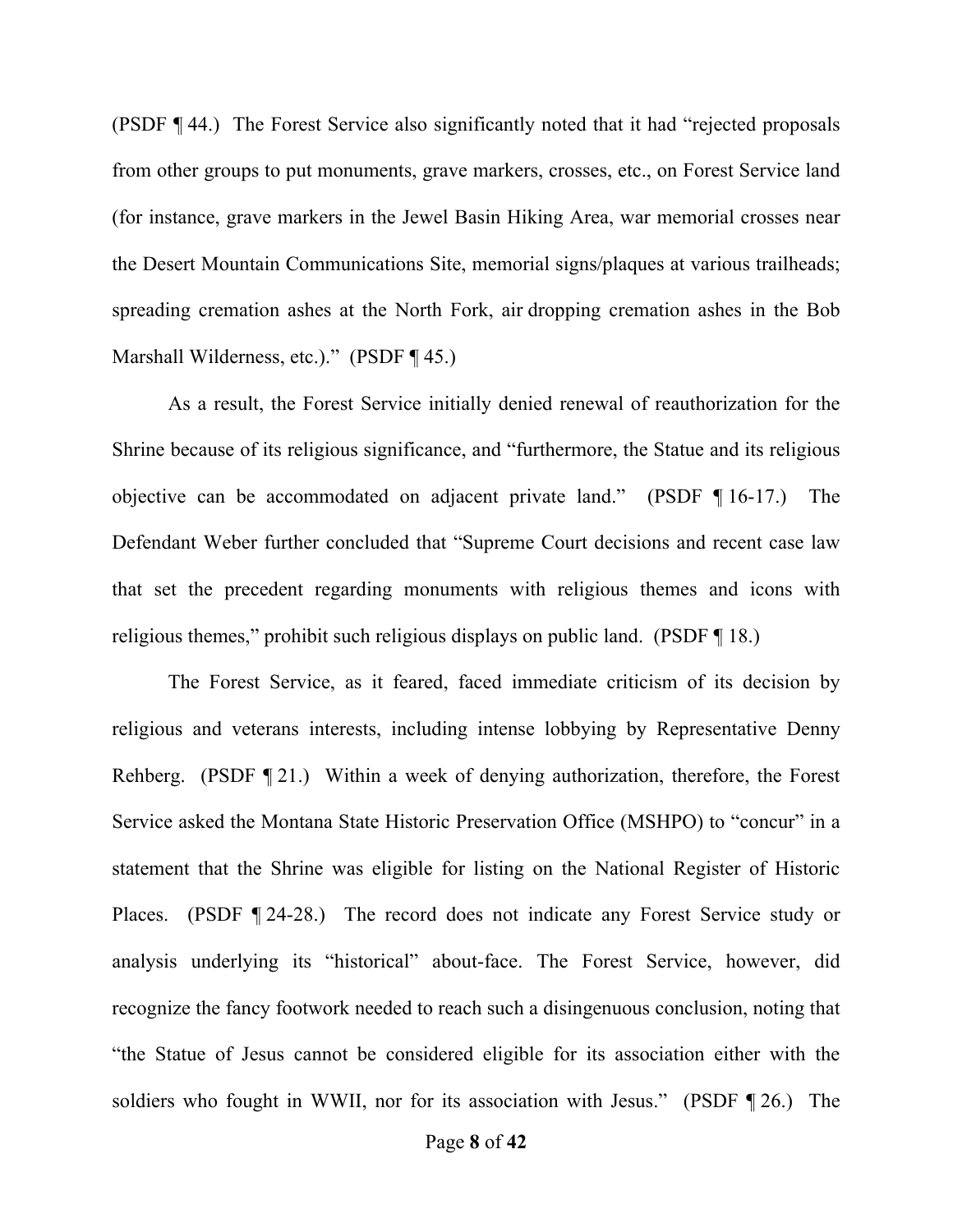(PSDF ¶ 44.) The Forest Service also significantly noted that it had "rejected proposals from other groups to put monuments, grave markers, crosses, etc., on Forest Service land (for instance, grave markers in the Jewel Basin Hiking Area, war memorial crosses near the Desert Mountain Communications Site, memorial signs/plaques at various trailheads; spreading cremation ashes at the North Fork, air dropping cremation ashes in the Bob Marshall Wilderness, etc.)." (PSDF ¶ 45.)

As a result, the Forest Service initially denied renewal of reauthorization for the Shrine because of its religious significance, and "furthermore, the Statue and its religious objective can be accommodated on adjacent private land." (PSDF ¶ 16-17.) The Defendant Weber further concluded that "Supreme Court decisions and recent case law that set the precedent regarding monuments with religious themes and icons with religious themes," prohibit such religious displays on public land. (PSDF ¶ 18.)

The Forest Service, as it feared, faced immediate criticism of its decision by religious and veterans interests, including intense lobbying by Representative Denny Rehberg. (PSDF ¶ 21.) Within a week of denying authorization, therefore, the Forest Service asked the Montana State Historic Preservation Office (MSHPO) to "concur" in a statement that the Shrine was eligible for listing on the National Register of Historic Places. (PSDF ¶ 24-28.) The record does not indicate any Forest Service study or analysis underlying its "historical" about-face. The Forest Service, however, did recognize the fancy footwork needed to reach such a disingenuous conclusion, noting that "the Statue of Jesus cannot be considered eligible for its association either with the soldiers who fought in WWII, nor for its association with Jesus." (PSDF ¶ 26.) The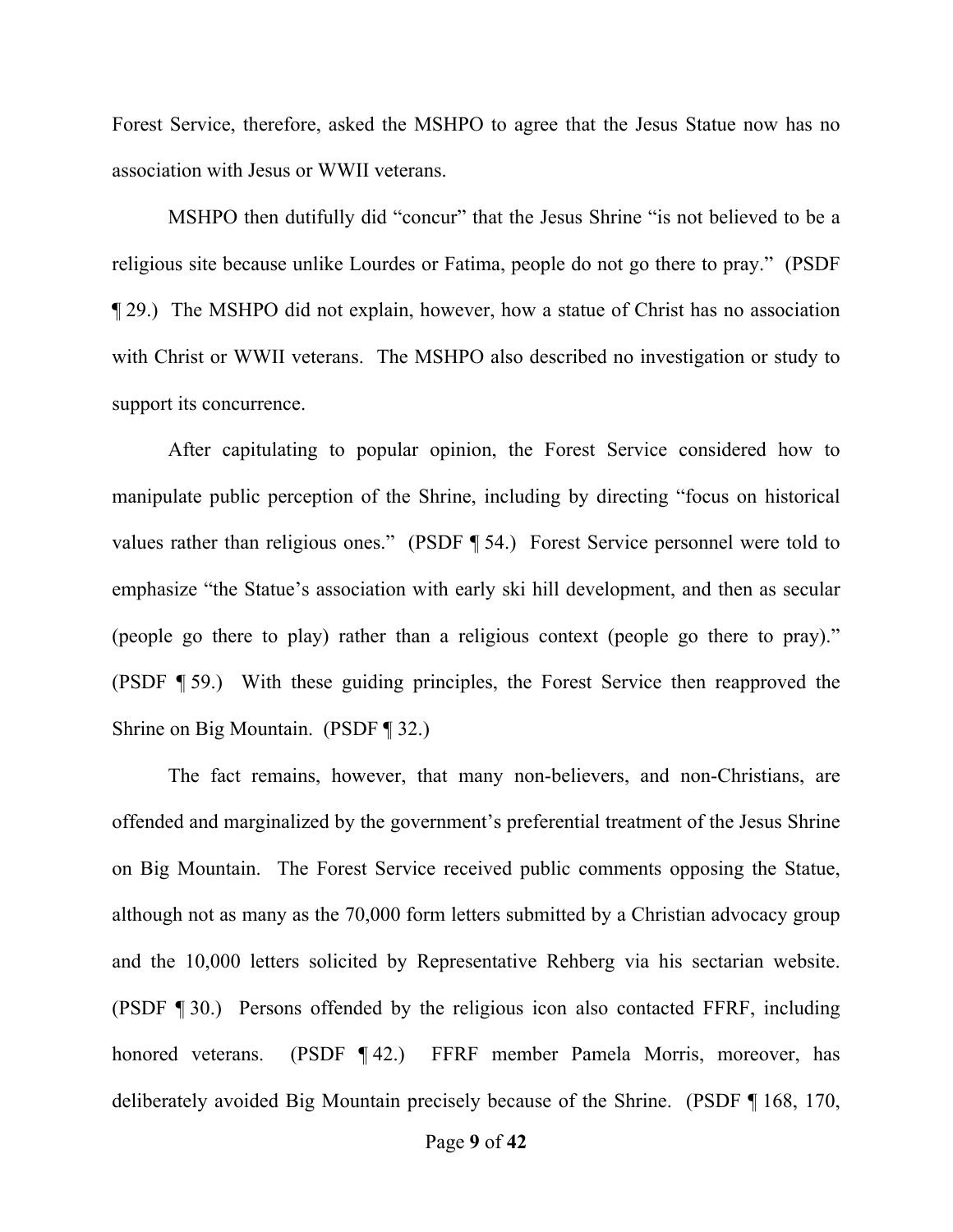Forest Service, therefore, asked the MSHPO to agree that the Jesus Statue now has no association with Jesus or WWII veterans.

MSHPO then dutifully did "concur" that the Jesus Shrine "is not believed to be a religious site because unlike Lourdes or Fatima, people do not go there to pray." (PSDF ¶ 29.) The MSHPO did not explain, however, how a statue of Christ has no association with Christ or WWII veterans. The MSHPO also described no investigation or study to support its concurrence.

After capitulating to popular opinion, the Forest Service considered how to manipulate public perception of the Shrine, including by directing "focus on historical values rather than religious ones." (PSDF ¶ 54.) Forest Service personnel were told to emphasize "the Statue's association with early ski hill development, and then as secular (people go there to play) rather than a religious context (people go there to pray)." (PSDF ¶ 59.) With these guiding principles, the Forest Service then reapproved the Shrine on Big Mountain. (PSDF ¶ 32.)

The fact remains, however, that many non-believers, and non-Christians, are offended and marginalized by the government's preferential treatment of the Jesus Shrine on Big Mountain. The Forest Service received public comments opposing the Statue, although not as many as the 70,000 form letters submitted by a Christian advocacy group and the 10,000 letters solicited by Representative Rehberg via his sectarian website. (PSDF ¶ 30.) Persons offended by the religious icon also contacted FFRF, including honored veterans. (PSDF ¶ 42.) FFRF member Pamela Morris, moreover, has deliberately avoided Big Mountain precisely because of the Shrine. (PSDF ¶ 168, 170,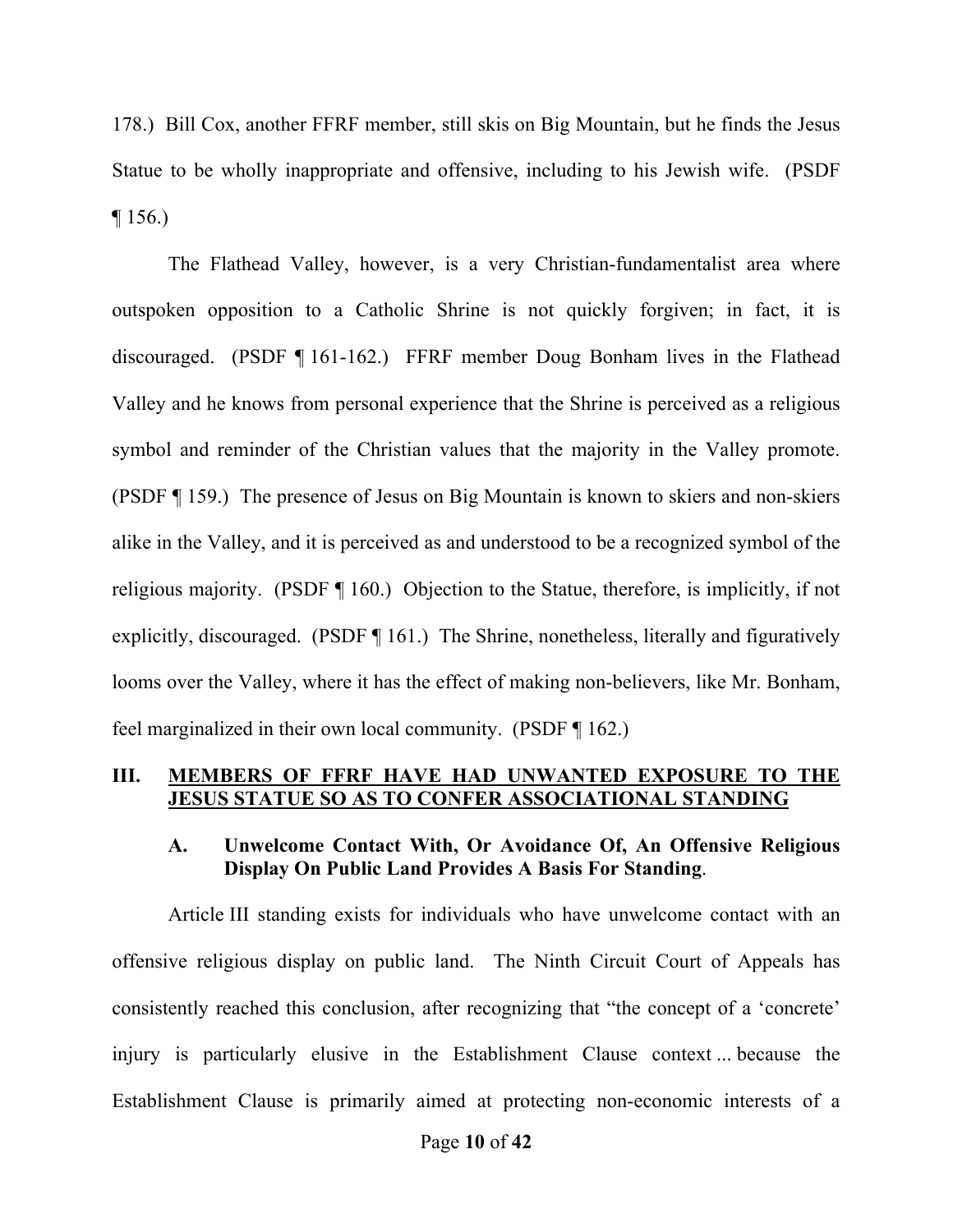178.) Bill Cox, another FFRF member, still skis on Big Mountain, but he finds the Jesus Statue to be wholly inappropriate and offensive, including to his Jewish wife. (PSDF ¶ 156.)

The Flathead Valley, however, is a very Christian-fundamentalist area where outspoken opposition to a Catholic Shrine is not quickly forgiven; in fact, it is discouraged. (PSDF ¶ 161-162.) FFRF member Doug Bonham lives in the Flathead Valley and he knows from personal experience that the Shrine is perceived as a religious symbol and reminder of the Christian values that the majority in the Valley promote. (PSDF ¶ 159.) The presence of Jesus on Big Mountain is known to skiers and non-skiers alike in the Valley, and it is perceived as and understood to be a recognized symbol of the religious majority. (PSDF ¶ 160.) Objection to the Statue, therefore, is implicitly, if not explicitly, discouraged. (PSDF ¶ 161.) The Shrine, nonetheless, literally and figuratively looms over the Valley, where it has the effect of making non-believers, like Mr. Bonham, feel marginalized in their own local community. (PSDF ¶ 162.)

## III. MEMBERS OF FFRF HAVE HAD UNWANTED EXPOSURE TO THE JESUS STATUE SO AS TO CONFER ASSOCIATIONAL STANDING

### A. Unwelcome Contact With, Or Avoidance Of, An Offensive Religious Display On Public Land Provides A Basis For Standing.

Article III standing exists for individuals who have unwelcome contact with an offensive religious display on public land. The Ninth Circuit Court of Appeals has consistently reached this conclusion, after recognizing that "the concept of a 'concrete' injury is particularly elusive in the Establishment Clause context ... because the Establishment Clause is primarily aimed at protecting non-economic interests of a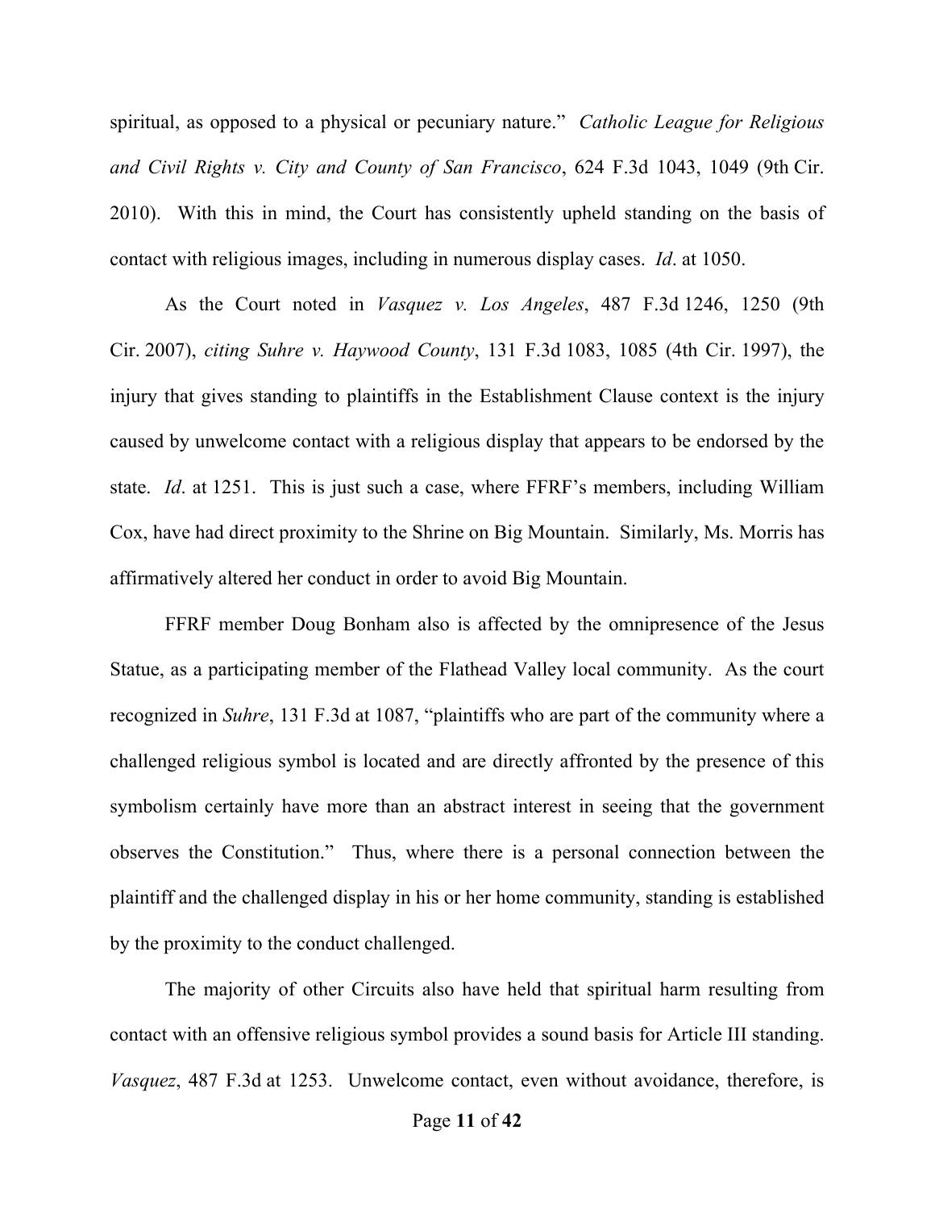spiritual, as opposed to a physical or pecuniary nature." *Catholic League for Religious and Civil Rights v. City and County of San Francisco*, 624 F.3d 1043, 1049 (9th Cir. 2010). With this in mind, the Court has consistently upheld standing on the basis of contact with religious images, including in numerous display cases. *Id*. at 1050.

As the Court noted in *Vasquez v. Los Angeles*, 487 F.3d 1246, 1250 (9th Cir. 2007), *citing Suhre v. Haywood County*, 131 F.3d 1083, 1085 (4th Cir. 1997), the injury that gives standing to plaintiffs in the Establishment Clause context is the injury caused by unwelcome contact with a religious display that appears to be endorsed by the state. *Id*. at 1251. This is just such a case, where FFRF's members, including William Cox, have had direct proximity to the Shrine on Big Mountain. Similarly, Ms. Morris has affirmatively altered her conduct in order to avoid Big Mountain.

FFRF member Doug Bonham also is affected by the omnipresence of the Jesus Statue, as a participating member of the Flathead Valley local community. As the court recognized in *Suhre*, 131 F.3d at 1087, "plaintiffs who are part of the community where a challenged religious symbol is located and are directly affronted by the presence of this symbolism certainly have more than an abstract interest in seeing that the government observes the Constitution." Thus, where there is a personal connection between the plaintiff and the challenged display in his or her home community, standing is established by the proximity to the conduct challenged.

The majority of other Circuits also have held that spiritual harm resulting from contact with an offensive religious symbol provides a sound basis for Article III standing. *Vasquez*, 487 F.3d at 1253. Unwelcome contact, even without avoidance, therefore, is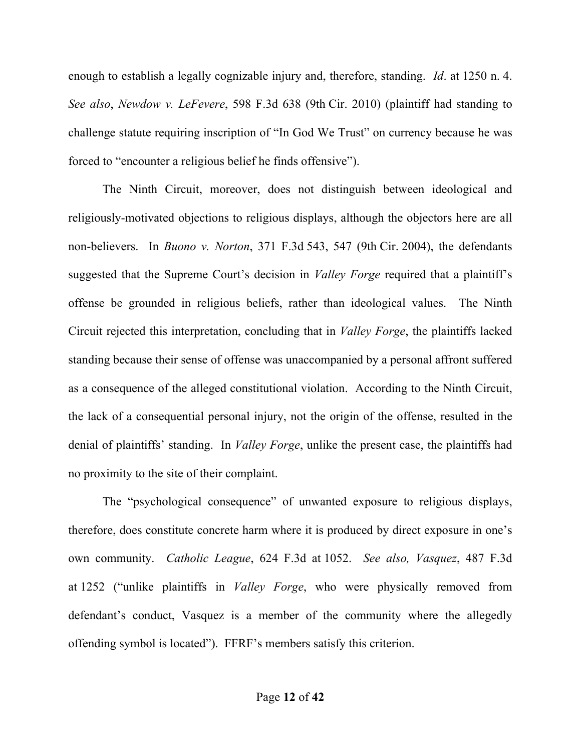enough to establish a legally cognizable injury and, therefore, standing. *Id*. at 1250 n. 4. *See also*, *Newdow v. LeFevere*, 598 F.3d 638 (9th Cir. 2010) (plaintiff had standing to challenge statute requiring inscription of "In God We Trust" on currency because he was forced to "encounter a religious belief he finds offensive").

The Ninth Circuit, moreover, does not distinguish between ideological and religiously-motivated objections to religious displays, although the objectors here are all non-believers. In *Buono v. Norton*, 371 F.3d 543, 547 (9th Cir. 2004), the defendants suggested that the Supreme Court's decision in *Valley Forge* required that a plaintiff's offense be grounded in religious beliefs, rather than ideological values. The Ninth Circuit rejected this interpretation, concluding that in *Valley Forge*, the plaintiffs lacked standing because their sense of offense was unaccompanied by a personal affront suffered as a consequence of the alleged constitutional violation. According to the Ninth Circuit, the lack of a consequential personal injury, not the origin of the offense, resulted in the denial of plaintiffs' standing. In *Valley Forge*, unlike the present case, the plaintiffs had no proximity to the site of their complaint.

The "psychological consequence" of unwanted exposure to religious displays, therefore, does constitute concrete harm where it is produced by direct exposure in one's own community. *Catholic League*, 624 F.3d at 1052. *See also, Vasquez*, 487 F.3d at 1252 ("unlike plaintiffs in *Valley Forge*, who were physically removed from defendant's conduct, Vasquez is a member of the community where the allegedly offending symbol is located"). FFRF's members satisfy this criterion.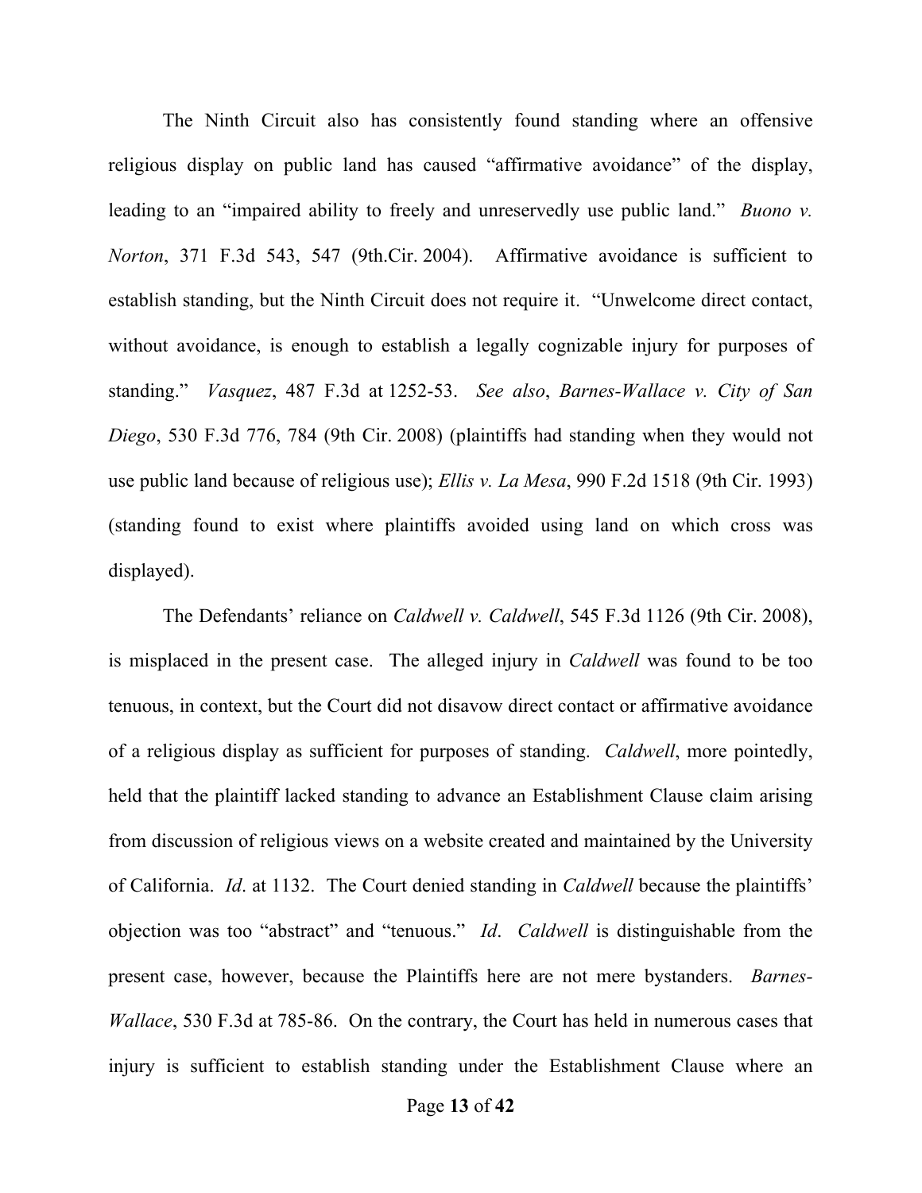The Ninth Circuit also has consistently found standing where an offensive religious display on public land has caused "affirmative avoidance" of the display, leading to an "impaired ability to freely and unreservedly use public land." *Buono v. Norton*, 371 F.3d 543, 547 (9th.Cir. 2004). Affirmative avoidance is sufficient to establish standing, but the Ninth Circuit does not require it. "Unwelcome direct contact, without avoidance, is enough to establish a legally cognizable injury for purposes of standing." *Vasquez*, 487 F.3d at 1252-53. *See also*, *Barnes-Wallace v. City of San Diego*, 530 F.3d 776, 784 (9th Cir. 2008) (plaintiffs had standing when they would not use public land because of religious use); *Ellis v. La Mesa*, 990 F.2d 1518 (9th Cir. 1993) (standing found to exist where plaintiffs avoided using land on which cross was displayed).

The Defendants' reliance on *Caldwell v. Caldwell*, 545 F.3d 1126 (9th Cir. 2008), is misplaced in the present case. The alleged injury in *Caldwell* was found to be too tenuous, in context, but the Court did not disavow direct contact or affirmative avoidance of a religious display as sufficient for purposes of standing. *Caldwell*, more pointedly, held that the plaintiff lacked standing to advance an Establishment Clause claim arising from discussion of religious views on a website created and maintained by the University of California. *Id*. at 1132. The Court denied standing in *Caldwell* because the plaintiffs' objection was too "abstract" and "tenuous." *Id*. *Caldwell* is distinguishable from the present case, however, because the Plaintiffs here are not mere bystanders. *Barnes-Wallace*, 530 F.3d at 785-86. On the contrary, the Court has held in numerous cases that injury is sufficient to establish standing under the Establishment Clause where an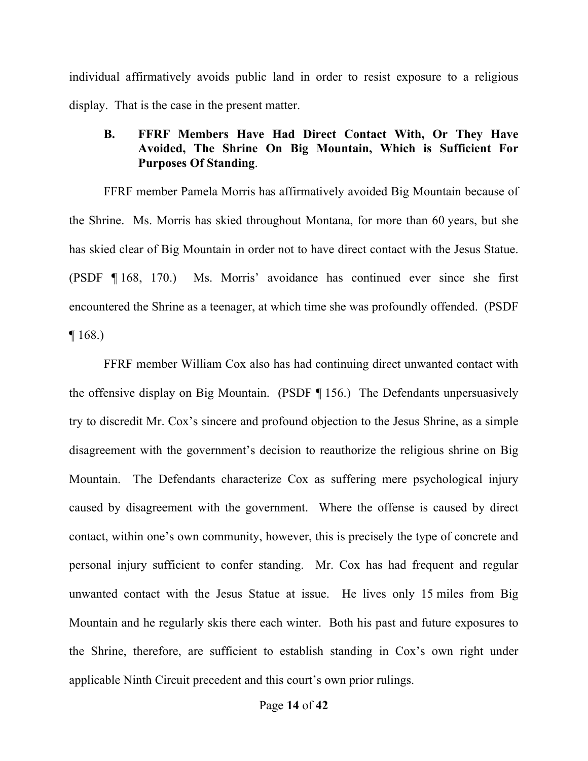individual affirmatively avoids public land in order to resist exposure to a religious display. That is the case in the present matter.

### B. FFRF Members Have Had Direct Contact With, Or They Have Avoided, The Shrine On Big Mountain, Which is Sufficient For Purposes Of Standing.

FFRF member Pamela Morris has affirmatively avoided Big Mountain because of the Shrine. Ms. Morris has skied throughout Montana, for more than 60 years, but she has skied clear of Big Mountain in order not to have direct contact with the Jesus Statue. (PSDF ¶ 168, 170.) Ms. Morris' avoidance has continued ever since she first encountered the Shrine as a teenager, at which time she was profoundly offended. (PSDF ¶ 168.)

FFRF member William Cox also has had continuing direct unwanted contact with the offensive display on Big Mountain. (PSDF ¶ 156.) The Defendants unpersuasively try to discredit Mr. Cox's sincere and profound objection to the Jesus Shrine, as a simple disagreement with the government's decision to reauthorize the religious shrine on Big Mountain. The Defendants characterize Cox as suffering mere psychological injury caused by disagreement with the government. Where the offense is caused by direct contact, within one's own community, however, this is precisely the type of concrete and personal injury sufficient to confer standing. Mr. Cox has had frequent and regular unwanted contact with the Jesus Statue at issue. He lives only 15 miles from Big Mountain and he regularly skis there each winter. Both his past and future exposures to the Shrine, therefore, are sufficient to establish standing in Cox's own right under applicable Ninth Circuit precedent and this court's own prior rulings.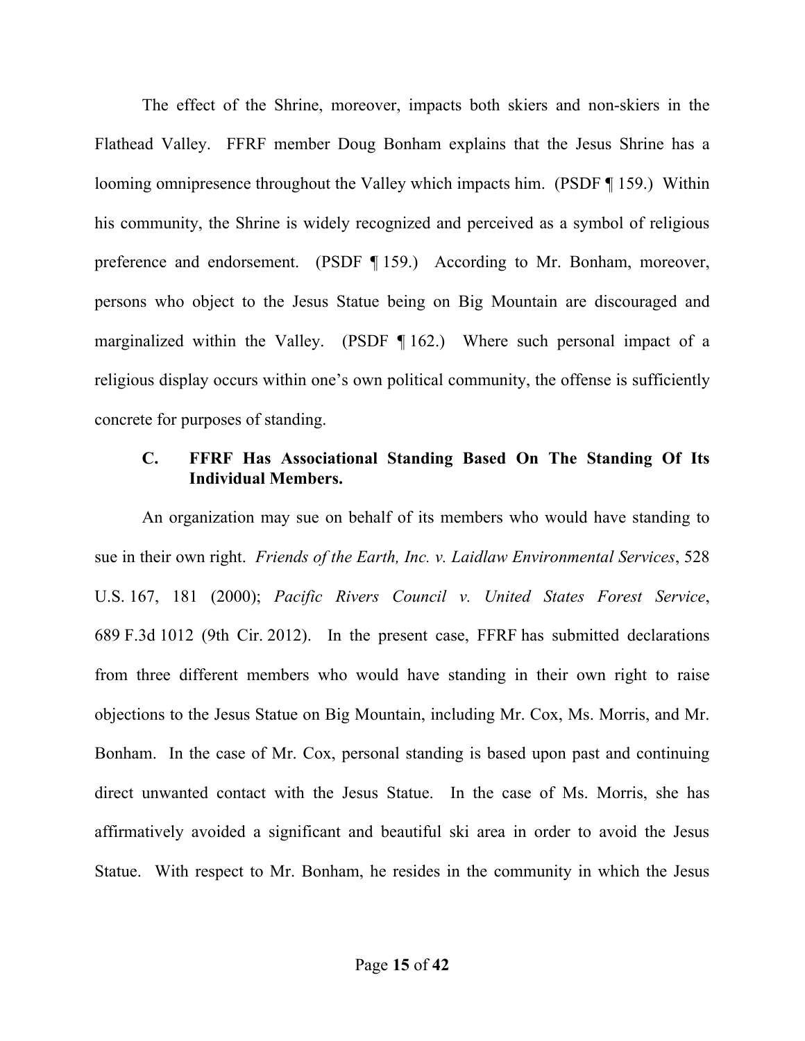The effect of the Shrine, moreover, impacts both skiers and non-skiers in the Flathead Valley. FFRF member Doug Bonham explains that the Jesus Shrine has a looming omnipresence throughout the Valley which impacts him. (PSDF ¶ 159.) Within his community, the Shrine is widely recognized and perceived as a symbol of religious preference and endorsement. (PSDF ¶ 159.) According to Mr. Bonham, moreover, persons who object to the Jesus Statue being on Big Mountain are discouraged and marginalized within the Valley. (PSDF ¶ 162.) Where such personal impact of a religious display occurs within one's own political community, the offense is sufficiently concrete for purposes of standing.

### C. FFRF Has Associational Standing Based On The Standing Of Its Individual Members.

An organization may sue on behalf of its members who would have standing to sue in their own right. *Friends of the Earth, Inc. v. Laidlaw Environmental Services*, 528 U.S. 167, 181 (2000); *Pacific Rivers Council v. United States Forest Service*, 689 F.3d 1012 (9th Cir. 2012). In the present case, FFRF has submitted declarations from three different members who would have standing in their own right to raise objections to the Jesus Statue on Big Mountain, including Mr. Cox, Ms. Morris, and Mr. Bonham. In the case of Mr. Cox, personal standing is based upon past and continuing direct unwanted contact with the Jesus Statue. In the case of Ms. Morris, she has affirmatively avoided a significant and beautiful ski area in order to avoid the Jesus Statue. With respect to Mr. Bonham, he resides in the community in which the Jesus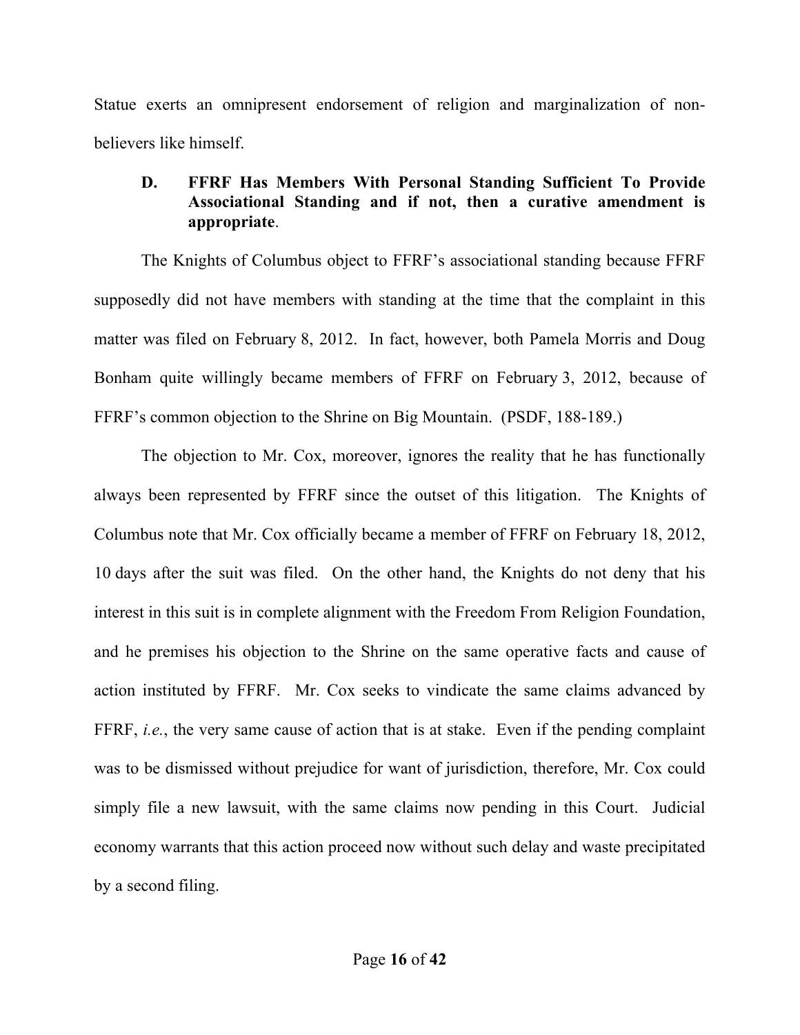Statue exerts an omnipresent endorsement of religion and marginalization of non-believers like himself.

### D. FFRF Has Members With Personal Standing Sufficient To Provide Associational Standing and if not, then a curative amendment is appropriate.

The Knights of Columbus object to FFRF's associational standing because FFRF supposedly did not have members with standing at the time that the complaint in this matter was filed on February 8, 2012. In fact, however, both Pamela Morris and Doug Bonham quite willingly became members of FFRF on February 3, 2012, because of FFRF's common objection to the Shrine on Big Mountain. (PSDF, 188-189.)

The objection to Mr. Cox, moreover, ignores the reality that he has functionally always been represented by FFRF since the outset of this litigation. The Knights of Columbus note that Mr. Cox officially became a member of FFRF on February 18, 2012, 10 days after the suit was filed. On the other hand, the Knights do not deny that his interest in this suit is in complete alignment with the Freedom From Religion Foundation, and he premises his objection to the Shrine on the same operative facts and cause of action instituted by FFRF. Mr. Cox seeks to vindicate the same claims advanced by FFRF, *i.e.*, the very same cause of action that is at stake. Even if the pending complaint was to be dismissed without prejudice for want of jurisdiction, therefore, Mr. Cox could simply file a new lawsuit, with the same claims now pending in this Court. Judicial economy warrants that this action proceed now without such delay and waste precipitated by a second filing.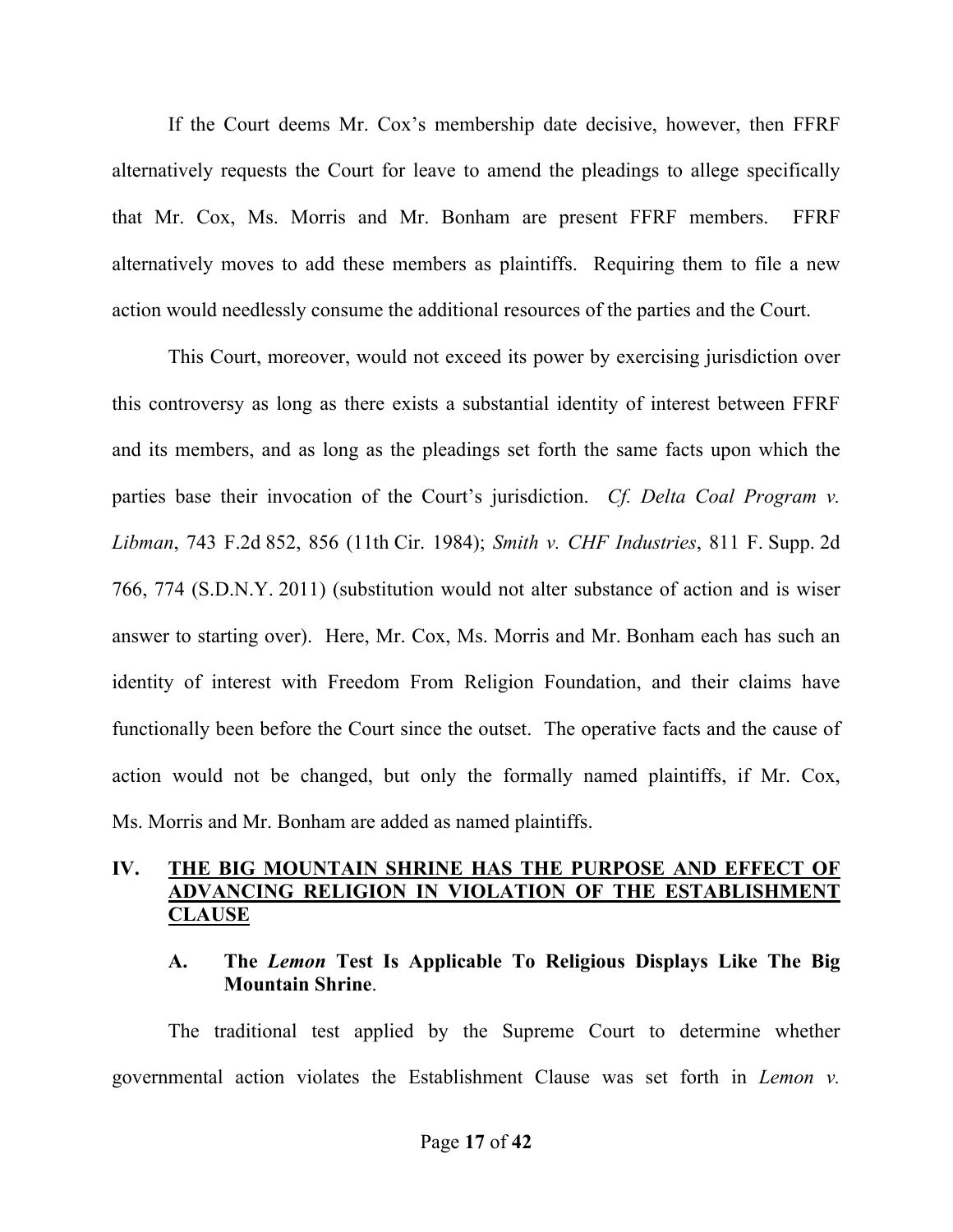If the Court deems Mr. Cox's membership date decisive, however, then FFRF alternatively requests the Court for leave to amend the pleadings to allege specifically that Mr. Cox, Ms. Morris and Mr. Bonham are present FFRF members. FFRF alternatively moves to add these members as plaintiffs. Requiring them to file a new action would needlessly consume the additional resources of the parties and the Court.

This Court, moreover, would not exceed its power by exercising jurisdiction over this controversy as long as there exists a substantial identity of interest between FFRF and its members, and as long as the pleadings set forth the same facts upon which the parties base their invocation of the Court's jurisdiction. *Cf. Delta Coal Program v. Libman*, 743 F.2d 852, 856 (11th Cir. 1984); *Smith v. CHF Industries*, 811 F. Supp. 2d 766, 774 (S.D.N.Y. 2011) (substitution would not alter substance of action and is wiser answer to starting over). Here, Mr. Cox, Ms. Morris and Mr. Bonham each has such an identity of interest with Freedom From Religion Foundation, and their claims have functionally been before the Court since the outset. The operative facts and the cause of action would not be changed, but only the formally named plaintiffs, if Mr. Cox, Ms. Morris and Mr. Bonham are added as named plaintiffs.

## IV. THE BIG MOUNTAIN SHRINE HAS THE PURPOSE AND EFFECT OF ADVANCING RELIGION IN VIOLATION OF THE ESTABLISHMENT CLAUSE

### A. The *Lemon* Test Is Applicable To Religious Displays Like The Big Mountain Shrine.

The traditional test applied by the Supreme Court to determine whether governmental action violates the Establishment Clause was set forth in *Lemon v.*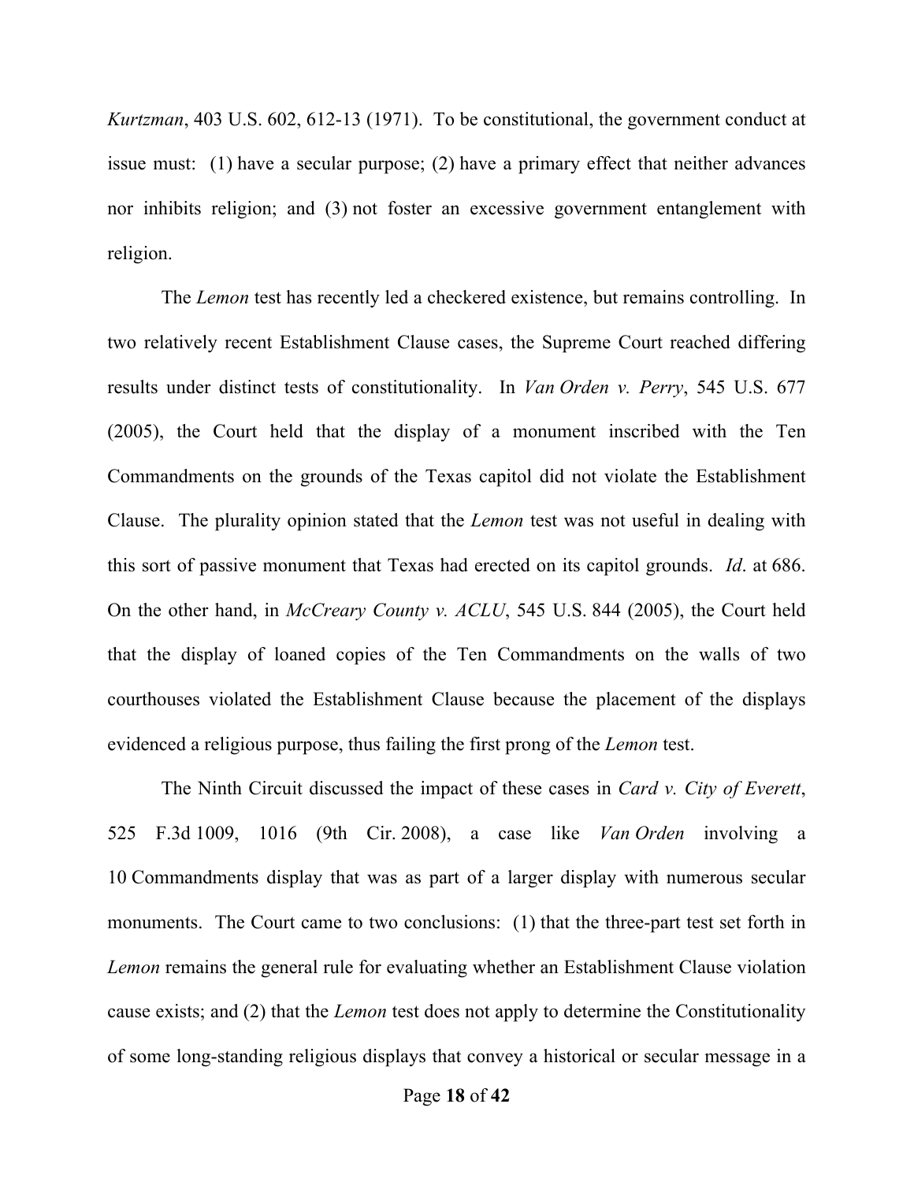*Kurtzman*, 403 U.S. 602, 612-13 (1971). To be constitutional, the government conduct at issue must: (1) have a secular purpose; (2) have a primary effect that neither advances nor inhibits religion; and (3) not foster an excessive government entanglement with religion.

The *Lemon* test has recently led a checkered existence, but remains controlling. In two relatively recent Establishment Clause cases, the Supreme Court reached differing results under distinct tests of constitutionality. In *Van Orden v. Perry*, 545 U.S. 677 (2005), the Court held that the display of a monument inscribed with the Ten Commandments on the grounds of the Texas capitol did not violate the Establishment Clause. The plurality opinion stated that the *Lemon* test was not useful in dealing with this sort of passive monument that Texas had erected on its capitol grounds. *Id*. at 686. On the other hand, in *McCreary County v. ACLU*, 545 U.S. 844 (2005), the Court held that the display of loaned copies of the Ten Commandments on the walls of two courthouses violated the Establishment Clause because the placement of the displays evidenced a religious purpose, thus failing the first prong of the *Lemon* test.

The Ninth Circuit discussed the impact of these cases in *Card v. City of Everett*, 525 F.3d 1009, 1016 (9th Cir. 2008), a case like *Van Orden* involving a 10 Commandments display that was as part of a larger display with numerous secular monuments. The Court came to two conclusions: (1) that the three-part test set forth in *Lemon* remains the general rule for evaluating whether an Establishment Clause violation cause exists; and (2) that the *Lemon* test does not apply to determine the Constitutionality of some long-standing religious displays that convey a historical or secular message in a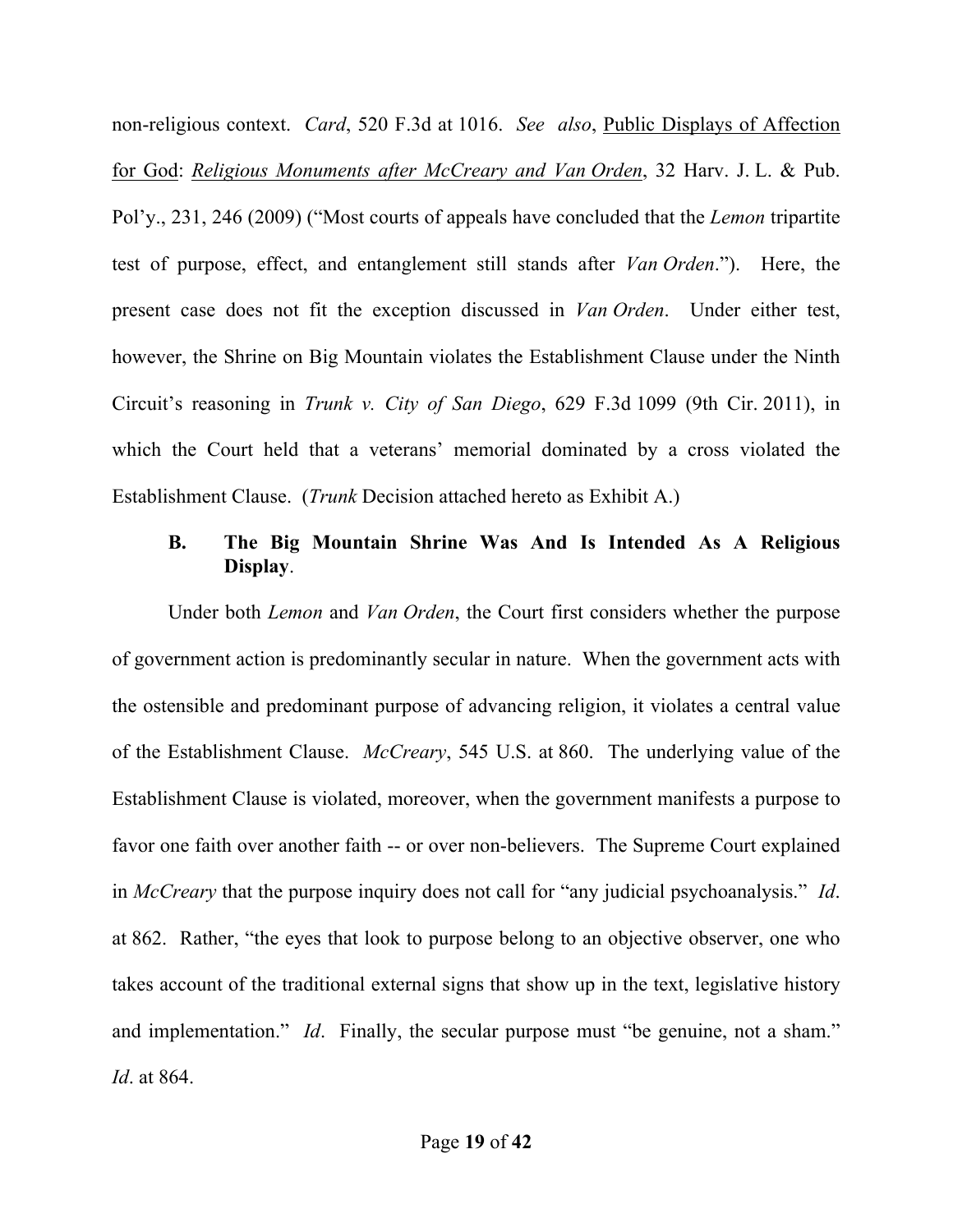non-religious context. *Card*, 520 F.3d at 1016. *See also*, Public Displays of Affection for God: *Religious Monuments after McCreary and Van Orden*, 32 Harv. J. L. & Pub. Pol'y., 231, 246 (2009) ("Most courts of appeals have concluded that the *Lemon* tripartite test of purpose, effect, and entanglement still stands after *Van Orden*."). Here, the present case does not fit the exception discussed in *Van Orden*. Under either test, however, the Shrine on Big Mountain violates the Establishment Clause under the Ninth Circuit's reasoning in *Trunk v. City of San Diego*, 629 F.3d 1099 (9th Cir. 2011), in which the Court held that a veterans' memorial dominated by a cross violated the Establishment Clause. (*Trunk* Decision attached hereto as Exhibit A.)

### B. The Big Mountain Shrine Was And Is Intended As A Religious Display.

Under both *Lemon* and *Van Orden*, the Court first considers whether the purpose of government action is predominantly secular in nature. When the government acts with the ostensible and predominant purpose of advancing religion, it violates a central value of the Establishment Clause. *McCreary*, 545 U.S. at 860. The underlying value of the Establishment Clause is violated, moreover, when the government manifests a purpose to favor one faith over another faith -- or over non-believers. The Supreme Court explained in *McCreary* that the purpose inquiry does not call for "any judicial psychoanalysis." *Id*. at 862. Rather, "the eyes that look to purpose belong to an objective observer, one who takes account of the traditional external signs that show up in the text, legislative history and implementation." *Id*. Finally, the secular purpose must "be genuine, not a sham." *Id*. at 864.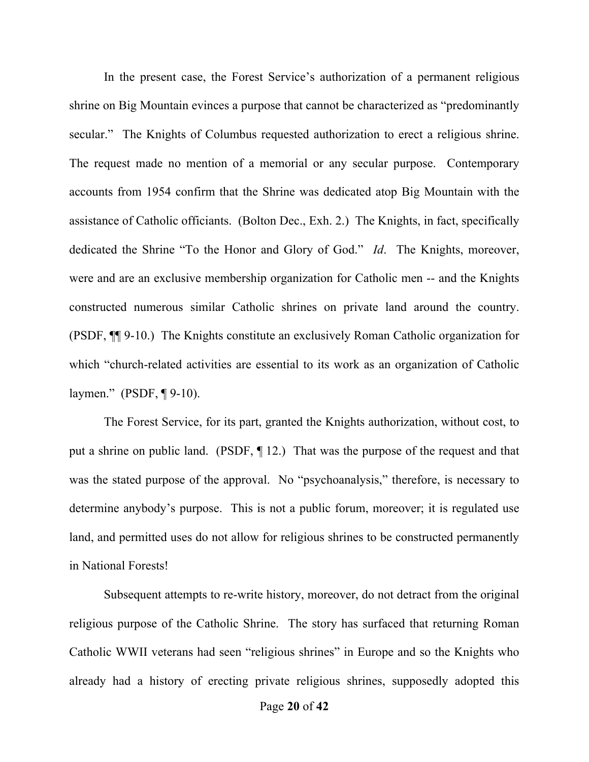In the present case, the Forest Service's authorization of a permanent religious shrine on Big Mountain evinces a purpose that cannot be characterized as "predominantly secular." The Knights of Columbus requested authorization to erect a religious shrine. The request made no mention of a memorial or any secular purpose. Contemporary accounts from 1954 confirm that the Shrine was dedicated atop Big Mountain with the assistance of Catholic officiants. (Bolton Dec., Exh. 2.) The Knights, in fact, specifically dedicated the Shrine "To the Honor and Glory of God." *Id*. The Knights, moreover, were and are an exclusive membership organization for Catholic men -- and the Knights constructed numerous similar Catholic shrines on private land around the country. (PSDF, ¶¶ 9-10.) The Knights constitute an exclusively Roman Catholic organization for which "church-related activities are essential to its work as an organization of Catholic laymen." (PSDF, ¶ 9-10).

The Forest Service, for its part, granted the Knights authorization, without cost, to put a shrine on public land. (PSDF, ¶ 12.) That was the purpose of the request and that was the stated purpose of the approval. No "psychoanalysis," therefore, is necessary to determine anybody's purpose. This is not a public forum, moreover; it is regulated use land, and permitted uses do not allow for religious shrines to be constructed permanently in National Forests!

Subsequent attempts to re-write history, moreover, do not detract from the original religious purpose of the Catholic Shrine. The story has surfaced that returning Roman Catholic WWII veterans had seen "religious shrines" in Europe and so the Knights who already had a history of erecting private religious shrines, supposedly adopted this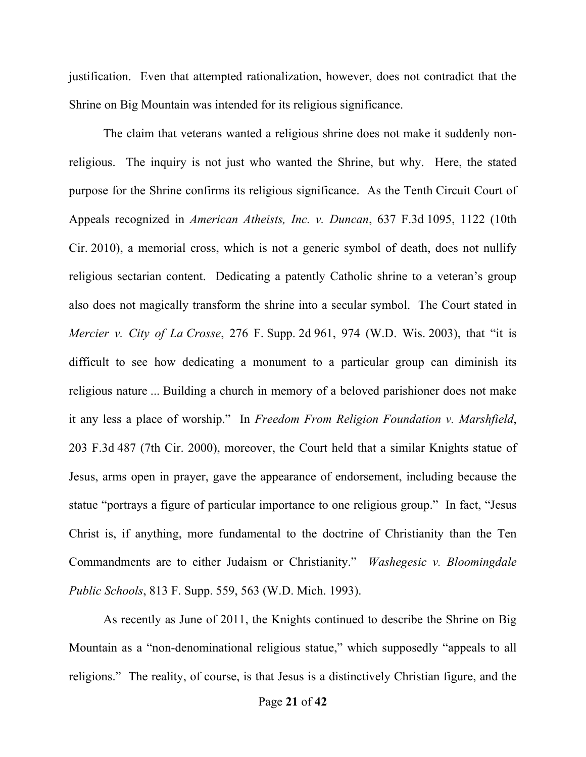justification. Even that attempted rationalization, however, does not contradict that the Shrine on Big Mountain was intended for its religious significance.

The claim that veterans wanted a religious shrine does not make it suddenly non-religious. The inquiry is not just who wanted the Shrine, but why. Here, the stated purpose for the Shrine confirms its religious significance. As the Tenth Circuit Court of Appeals recognized in *American Atheists, Inc. v. Duncan*, 637 F.3d 1095, 1122 (10th Cir. 2010), a memorial cross, which is not a generic symbol of death, does not nullify religious sectarian content. Dedicating a patently Catholic shrine to a veteran's group also does not magically transform the shrine into a secular symbol. The Court stated in *Mercier v. City of La Crosse*, 276 F. Supp. 2d 961, 974 (W.D. Wis. 2003), that "it is difficult to see how dedicating a monument to a particular group can diminish its religious nature ... Building a church in memory of a beloved parishioner does not make it any less a place of worship." In *Freedom From Religion Foundation v. Marshfield*, 203 F.3d 487 (7th Cir. 2000), moreover, the Court held that a similar Knights statue of Jesus, arms open in prayer, gave the appearance of endorsement, including because the statue "portrays a figure of particular importance to one religious group." In fact, "Jesus Christ is, if anything, more fundamental to the doctrine of Christianity than the Ten Commandments are to either Judaism or Christianity." *Washegesic v. Bloomingdale Public Schools*, 813 F. Supp. 559, 563 (W.D. Mich. 1993).

As recently as June of 2011, the Knights continued to describe the Shrine on Big Mountain as a "non-denominational religious statue," which supposedly "appeals to all religions." The reality, of course, is that Jesus is a distinctively Christian figure, and the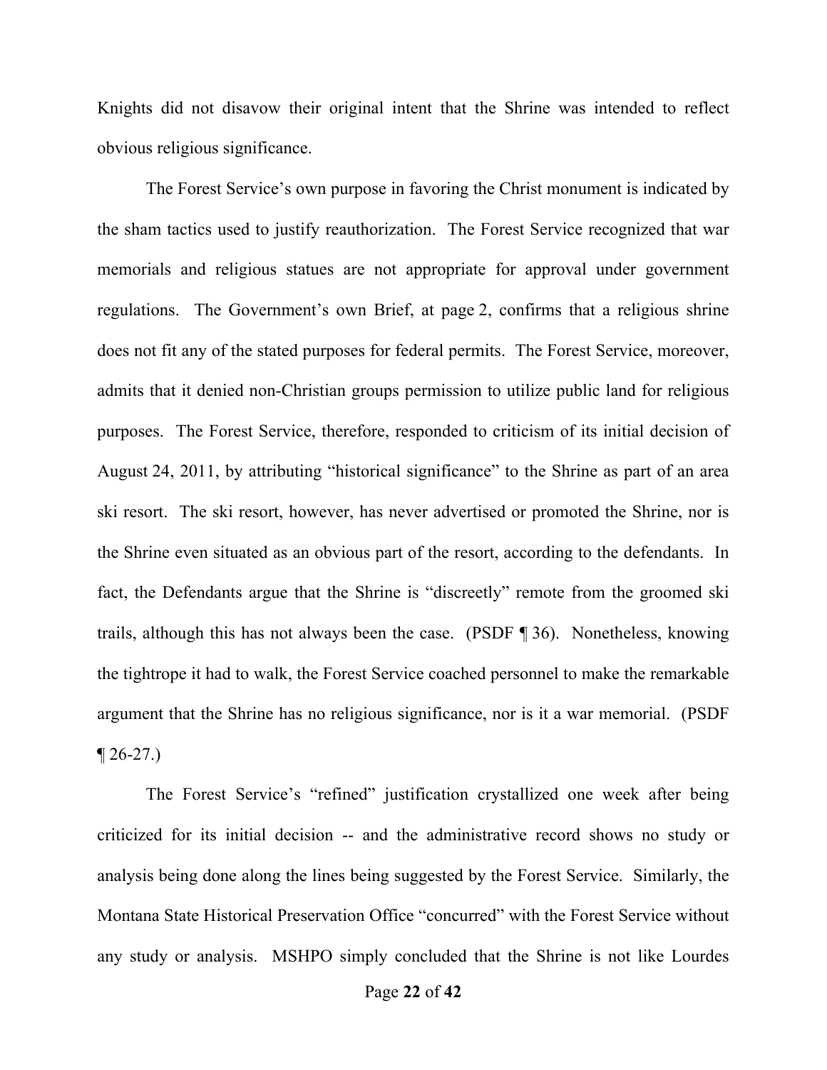Knights did not disavow their original intent that the Shrine was intended to reflect obvious religious significance.

The Forest Service's own purpose in favoring the Christ monument is indicated by the sham tactics used to justify reauthorization. The Forest Service recognized that war memorials and religious statues are not appropriate for approval under government regulations. The Government's own Brief, at page 2, confirms that a religious shrine does not fit any of the stated purposes for federal permits. The Forest Service, moreover, admits that it denied non-Christian groups permission to utilize public land for religious purposes. The Forest Service, therefore, responded to criticism of its initial decision of August 24, 2011, by attributing "historical significance" to the Shrine as part of an area ski resort. The ski resort, however, has never advertised or promoted the Shrine, nor is the Shrine even situated as an obvious part of the resort, according to the defendants. In fact, the Defendants argue that the Shrine is "discreetly" remote from the groomed ski trails, although this has not always been the case. (PSDF ¶ 36). Nonetheless, knowing the tightrope it had to walk, the Forest Service coached personnel to make the remarkable argument that the Shrine has no religious significance, nor is it a war memorial. (PSDF ¶ 26-27.)

The Forest Service's "refined" justification crystallized one week after being criticized for its initial decision -- and the administrative record shows no study or analysis being done along the lines being suggested by the Forest Service. Similarly, the Montana State Historical Preservation Office "concurred" with the Forest Service without any study or analysis. MSHPO simply concluded that the Shrine is not like Lourdes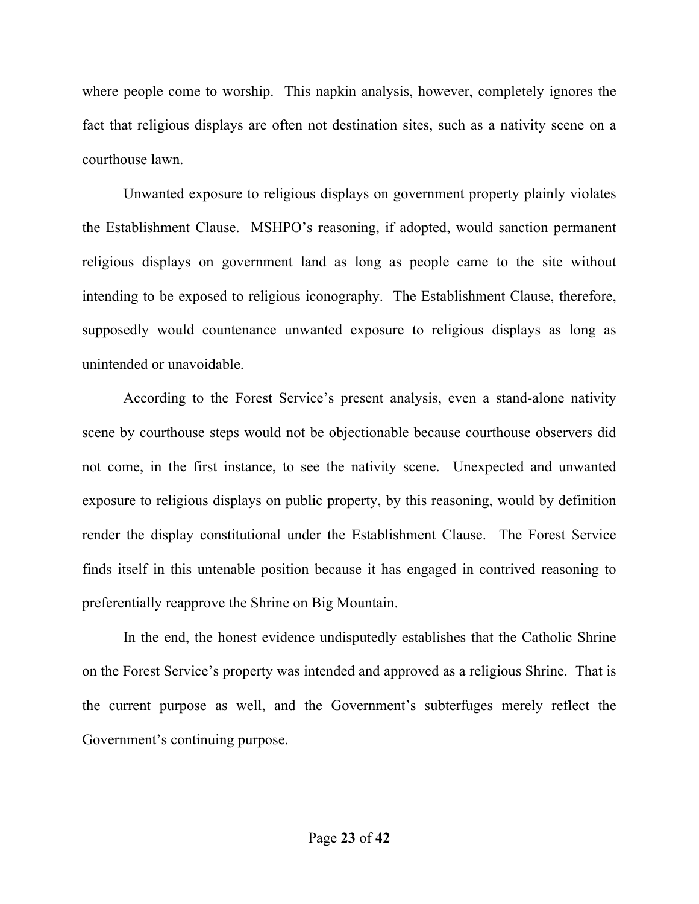where people come to worship. This napkin analysis, however, completely ignores the fact that religious displays are often not destination sites, such as a nativity scene on a courthouse lawn.

Unwanted exposure to religious displays on government property plainly violates the Establishment Clause. MSHPO's reasoning, if adopted, would sanction permanent religious displays on government land as long as people came to the site without intending to be exposed to religious iconography. The Establishment Clause, therefore, supposedly would countenance unwanted exposure to religious displays as long as unintended or unavoidable.

According to the Forest Service's present analysis, even a stand-alone nativity scene by courthouse steps would not be objectionable because courthouse observers did not come, in the first instance, to see the nativity scene. Unexpected and unwanted exposure to religious displays on public property, by this reasoning, would by definition render the display constitutional under the Establishment Clause. The Forest Service finds itself in this untenable position because it has engaged in contrived reasoning to preferentially reapprove the Shrine on Big Mountain.

In the end, the honest evidence undisputedly establishes that the Catholic Shrine on the Forest Service's property was intended and approved as a religious Shrine. That is the current purpose as well, and the Government's subterfuges merely reflect the Government's continuing purpose.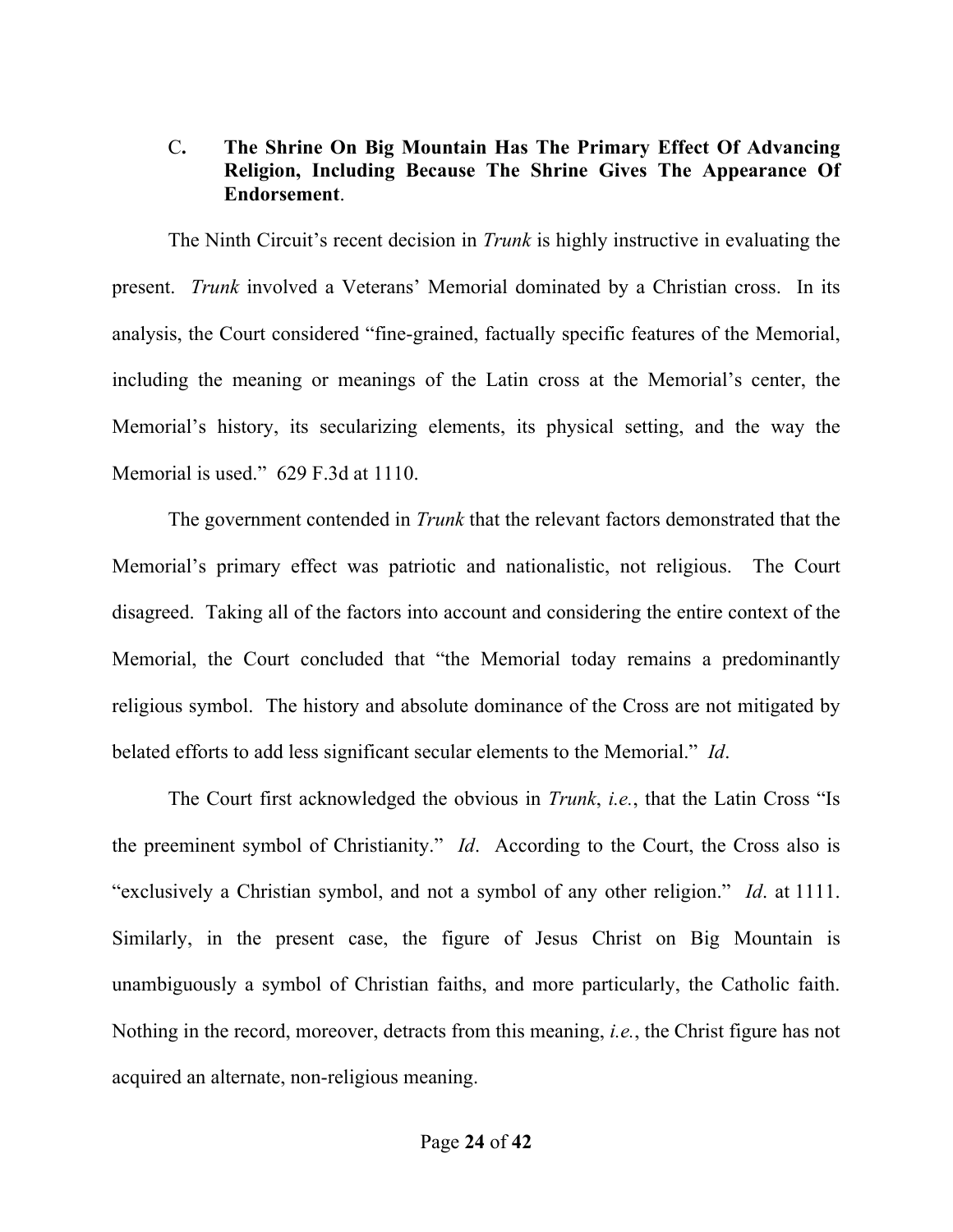### C. The Shrine On Big Mountain Has The Primary Effect Of Advancing Religion, Including Because The Shrine Gives The Appearance Of Endorsement.

The Ninth Circuit's recent decision in *Trunk* is highly instructive in evaluating the present. *Trunk* involved a Veterans' Memorial dominated by a Christian cross. In its analysis, the Court considered "fine-grained, factually specific features of the Memorial, including the meaning or meanings of the Latin cross at the Memorial's center, the Memorial's history, its secularizing elements, its physical setting, and the way the Memorial is used." 629 F.3d at 1110.

The government contended in *Trunk* that the relevant factors demonstrated that the Memorial's primary effect was patriotic and nationalistic, not religious. The Court disagreed. Taking all of the factors into account and considering the entire context of the Memorial, the Court concluded that "the Memorial today remains a predominantly religious symbol. The history and absolute dominance of the Cross are not mitigated by belated efforts to add less significant secular elements to the Memorial." *Id*.

The Court first acknowledged the obvious in *Trunk*, *i.e.*, that the Latin Cross "Is the preeminent symbol of Christianity." *Id*. According to the Court, the Cross also is "exclusively a Christian symbol, and not a symbol of any other religion." *Id*. at 1111. Similarly, in the present case, the figure of Jesus Christ on Big Mountain is unambiguously a symbol of Christian faiths, and more particularly, the Catholic faith. Nothing in the record, moreover, detracts from this meaning, *i.e.*, the Christ figure has not acquired an alternate, non-religious meaning.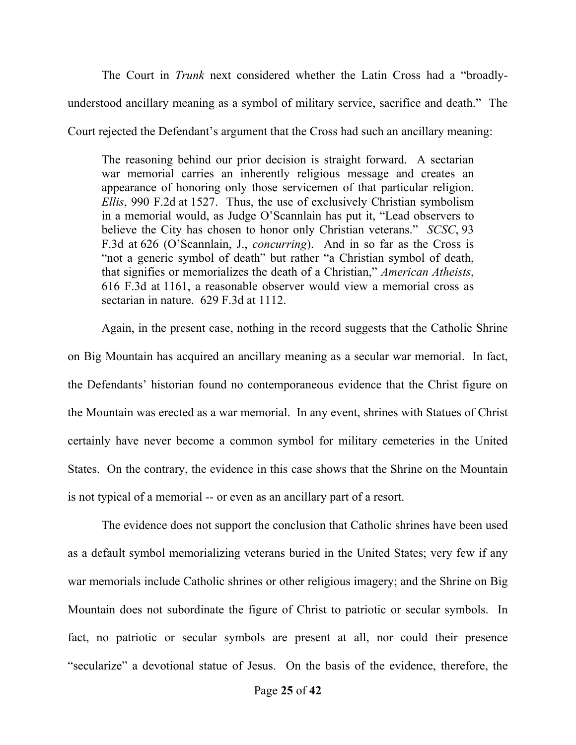The Court in *Trunk* next considered whether the Latin Cross had a "broadly-understood ancillary meaning as a symbol of military service, sacrifice and death." The Court rejected the Defendant's argument that the Cross had such an ancillary meaning:

> The reasoning behind our prior decision is straight forward. A sectarian war memorial carries an inherently religious message and creates an appearance of honoring only those servicemen of that particular religion. *Ellis*, 990 F.2d at 1527. Thus, the use of exclusively Christian symbolism in a memorial would, as Judge O'Scannlain has put it, "Lead observers to believe the City has chosen to honor only Christian veterans." *SCSC*, 93 F.3d at 626 (O'Scannlain, J., *concurring*). And in so far as the Cross is "not a generic symbol of death" but rather "a Christian symbol of death, that signifies or memorializes the death of a Christian," *American Atheists*, 616 F.3d at 1161, a reasonable observer would view a memorial cross as sectarian in nature. 629 F.3d at 1112.

Again, in the present case, nothing in the record suggests that the Catholic Shrine on Big Mountain has acquired an ancillary meaning as a secular war memorial. In fact, the Defendants' historian found no contemporaneous evidence that the Christ figure on the Mountain was erected as a war memorial. In any event, shrines with Statues of Christ certainly have never become a common symbol for military cemeteries in the United States. On the contrary, the evidence in this case shows that the Shrine on the Mountain is not typical of a memorial -- or even as an ancillary part of a resort.

The evidence does not support the conclusion that Catholic shrines have been used as a default symbol memorializing veterans buried in the United States; very few if any war memorials include Catholic shrines or other religious imagery; and the Shrine on Big Mountain does not subordinate the figure of Christ to patriotic or secular symbols. In fact, no patriotic or secular symbols are present at all, nor could their presence "secularize" a devotional statue of Jesus. On the basis of the evidence, therefore, the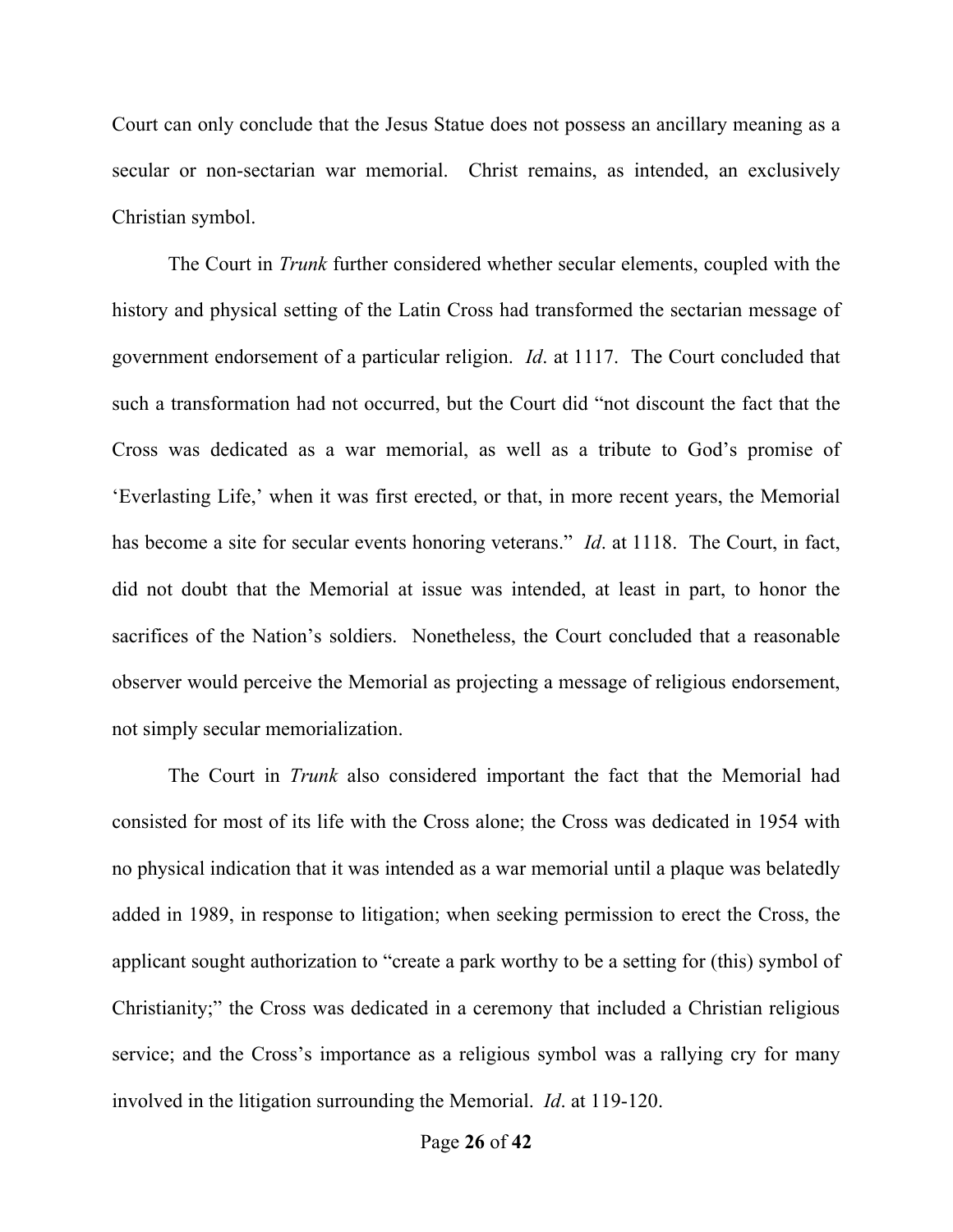Court can only conclude that the Jesus Statue does not possess an ancillary meaning as a secular or non-sectarian war memorial. Christ remains, as intended, an exclusively Christian symbol.

The Court in *Trunk* further considered whether secular elements, coupled with the history and physical setting of the Latin Cross had transformed the sectarian message of government endorsement of a particular religion. *Id*. at 1117. The Court concluded that such a transformation had not occurred, but the Court did "not discount the fact that the Cross was dedicated as a war memorial, as well as a tribute to God's promise of 'Everlasting Life,' when it was first erected, or that, in more recent years, the Memorial has become a site for secular events honoring veterans." *Id*. at 1118. The Court, in fact, did not doubt that the Memorial at issue was intended, at least in part, to honor the sacrifices of the Nation's soldiers. Nonetheless, the Court concluded that a reasonable observer would perceive the Memorial as projecting a message of religious endorsement, not simply secular memorialization.

The Court in *Trunk* also considered important the fact that the Memorial had consisted for most of its life with the Cross alone; the Cross was dedicated in 1954 with no physical indication that it was intended as a war memorial until a plaque was belatedly added in 1989, in response to litigation; when seeking permission to erect the Cross, the applicant sought authorization to "create a park worthy to be a setting for (this) symbol of Christianity;" the Cross was dedicated in a ceremony that included a Christian religious service; and the Cross's importance as a religious symbol was a rallying cry for many involved in the litigation surrounding the Memorial. *Id*. at 119-120.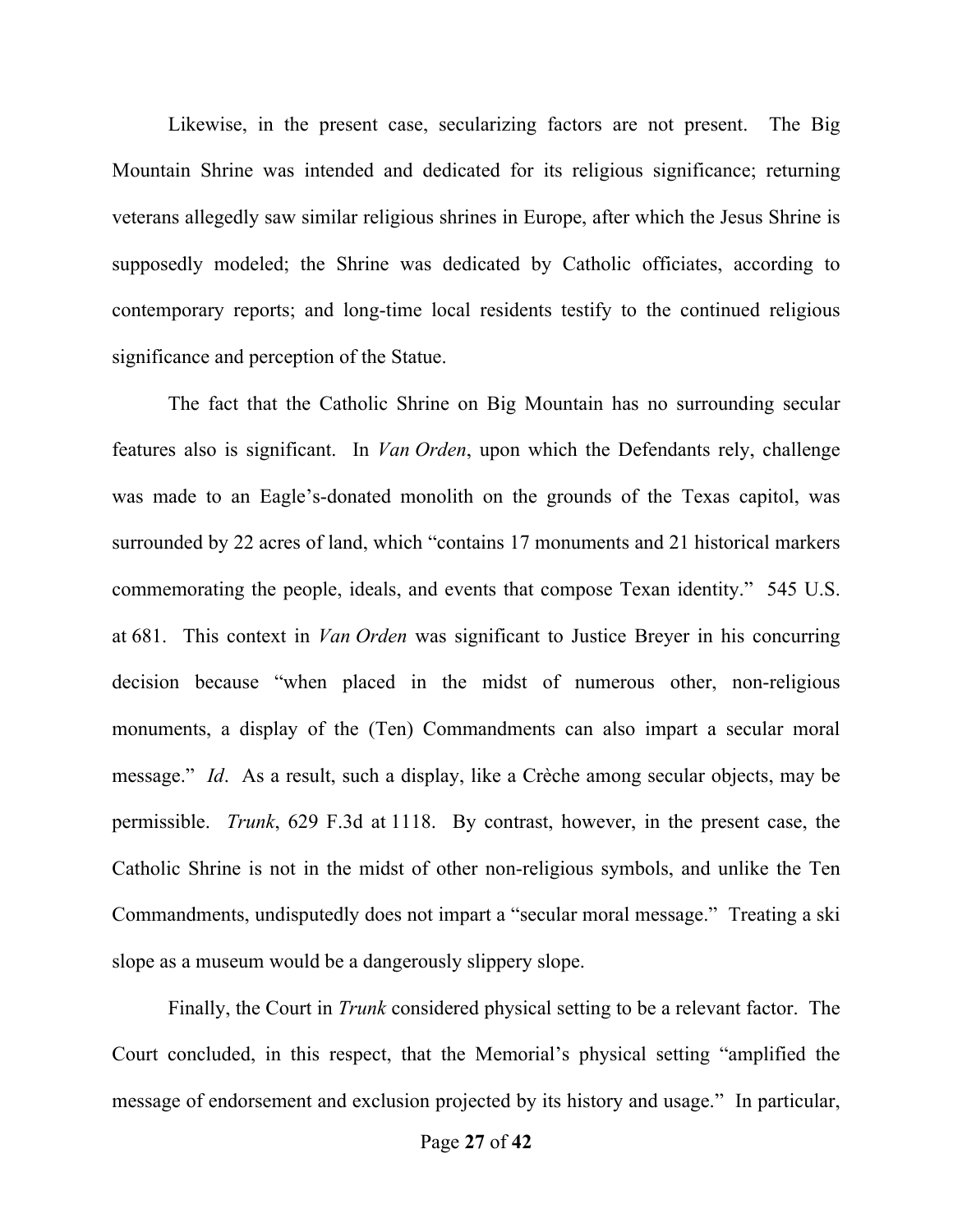Likewise, in the present case, secularizing factors are not present. The Big Mountain Shrine was intended and dedicated for its religious significance; returning veterans allegedly saw similar religious shrines in Europe, after which the Jesus Shrine is supposedly modeled; the Shrine was dedicated by Catholic officiates, according to contemporary reports; and long-time local residents testify to the continued religious significance and perception of the Statue.

The fact that the Catholic Shrine on Big Mountain has no surrounding secular features also is significant. In *Van Orden*, upon which the Defendants rely, challenge was made to an Eagle's-donated monolith on the grounds of the Texas capitol, was surrounded by 22 acres of land, which "contains 17 monuments and 21 historical markers commemorating the people, ideals, and events that compose Texan identity." 545 U.S. at 681. This context in *Van Orden* was significant to Justice Breyer in his concurring decision because "when placed in the midst of numerous other, non-religious monuments, a display of the (Ten) Commandments can also impart a secular moral message." *Id*. As a result, such a display, like a Crèche among secular objects, may be permissible. *Trunk*, 629 F.3d at 1118. By contrast, however, in the present case, the Catholic Shrine is not in the midst of other non-religious symbols, and unlike the Ten Commandments, undisputedly does not impart a "secular moral message." Treating a ski slope as a museum would be a dangerously slippery slope.

Finally, the Court in *Trunk* considered physical setting to be a relevant factor. The Court concluded, in this respect, that the Memorial's physical setting "amplified the message of endorsement and exclusion projected by its history and usage." In particular,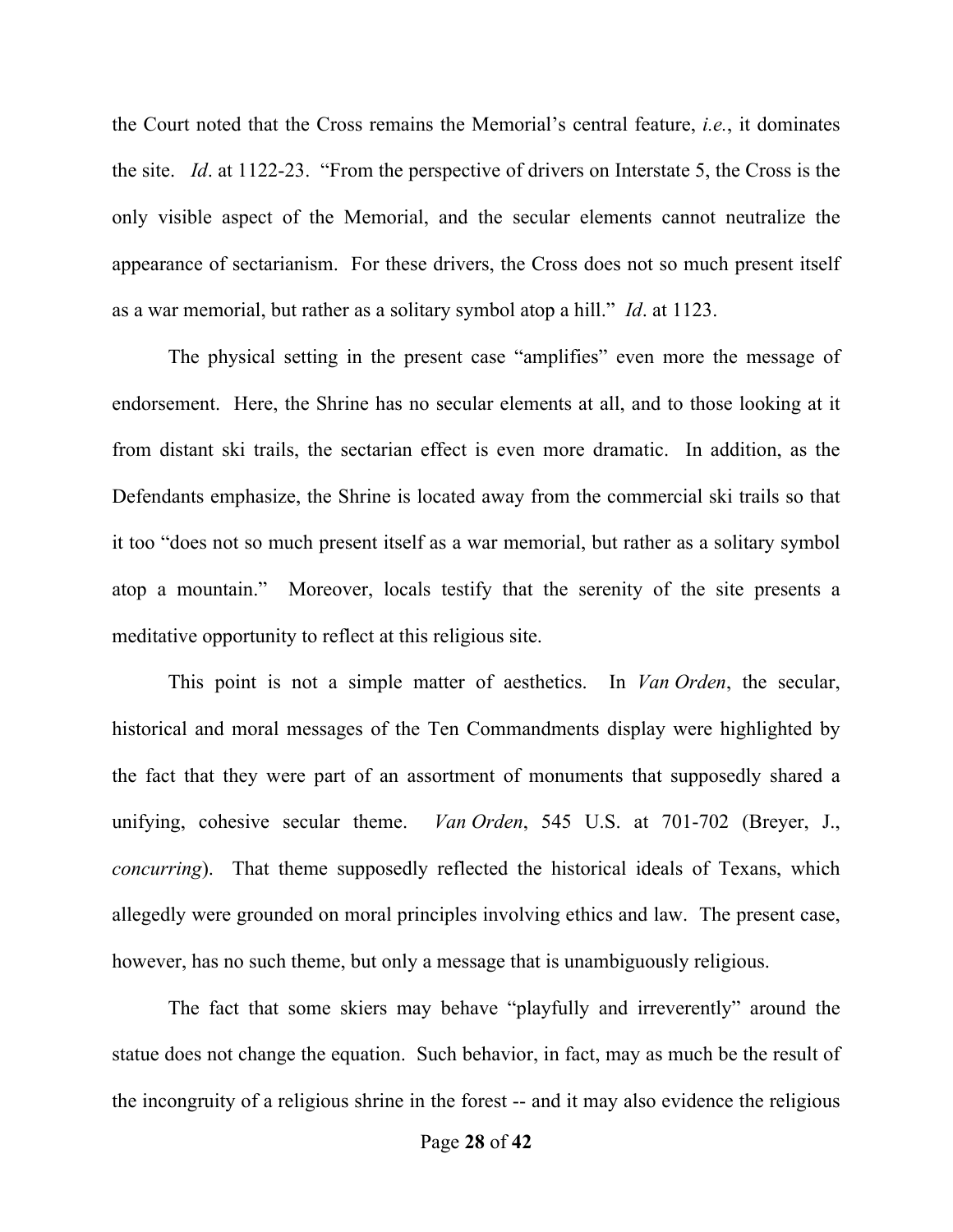the Court noted that the Cross remains the Memorial's central feature, *i.e.*, it dominates the site. *Id*. at 1122-23. "From the perspective of drivers on Interstate 5, the Cross is the only visible aspect of the Memorial, and the secular elements cannot neutralize the appearance of sectarianism. For these drivers, the Cross does not so much present itself as a war memorial, but rather as a solitary symbol atop a hill." *Id*. at 1123.

The physical setting in the present case "amplifies" even more the message of endorsement. Here, the Shrine has no secular elements at all, and to those looking at it from distant ski trails, the sectarian effect is even more dramatic. In addition, as the Defendants emphasize, the Shrine is located away from the commercial ski trails so that it too "does not so much present itself as a war memorial, but rather as a solitary symbol atop a mountain." Moreover, locals testify that the serenity of the site presents a meditative opportunity to reflect at this religious site.

This point is not a simple matter of aesthetics. In *Van Orden*, the secular, historical and moral messages of the Ten Commandments display were highlighted by the fact that they were part of an assortment of monuments that supposedly shared a unifying, cohesive secular theme. *Van Orden*, 545 U.S. at 701-702 (Breyer, J., *concurring*). That theme supposedly reflected the historical ideals of Texans, which allegedly were grounded on moral principles involving ethics and law. The present case, however, has no such theme, but only a message that is unambiguously religious.

The fact that some skiers may behave "playfully and irreverently" around the statue does not change the equation. Such behavior, in fact, may as much be the result of the incongruity of a religious shrine in the forest -- and it may also evidence the religious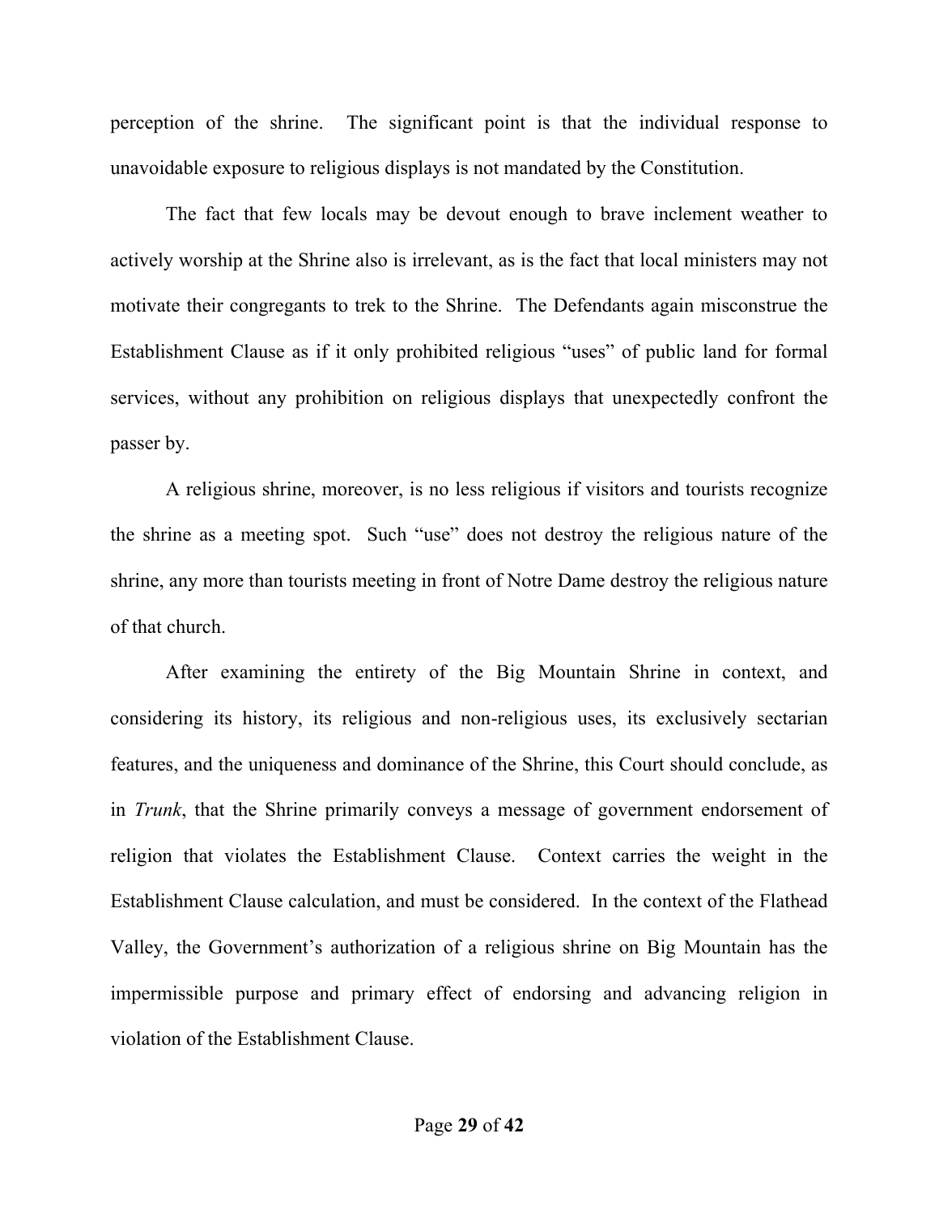perception of the shrine. The significant point is that the individual response to unavoidable exposure to religious displays is not mandated by the Constitution.

The fact that few locals may be devout enough to brave inclement weather to actively worship at the Shrine also is irrelevant, as is the fact that local ministers may not motivate their congregants to trek to the Shrine. The Defendants again misconstrue the Establishment Clause as if it only prohibited religious "uses" of public land for formal services, without any prohibition on religious displays that unexpectedly confront the passer by.

A religious shrine, moreover, is no less religious if visitors and tourists recognize the shrine as a meeting spot. Such "use" does not destroy the religious nature of the shrine, any more than tourists meeting in front of Notre Dame destroy the religious nature of that church.

After examining the entirety of the Big Mountain Shrine in context, and considering its history, its religious and non-religious uses, its exclusively sectarian features, and the uniqueness and dominance of the Shrine, this Court should conclude, as in *Trunk*, that the Shrine primarily conveys a message of government endorsement of religion that violates the Establishment Clause. Context carries the weight in the Establishment Clause calculation, and must be considered. In the context of the Flathead Valley, the Government's authorization of a religious shrine on Big Mountain has the impermissible purpose and primary effect of endorsing and advancing religion in violation of the Establishment Clause.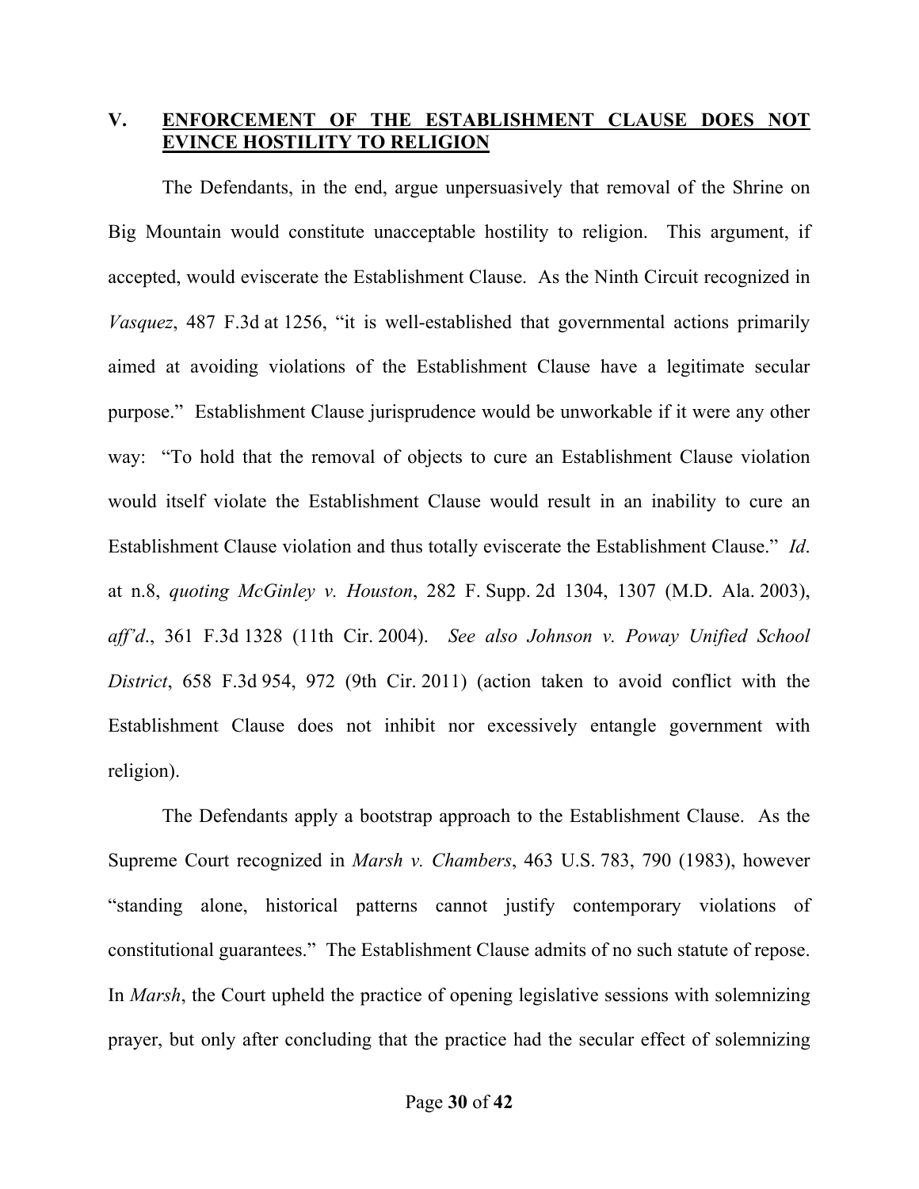## V. ENFORCEMENT OF THE ESTABLISHMENT CLAUSE DOES NOT EVINCE HOSTILITY TO RELIGION

The Defendants, in the end, argue unpersuasively that removal of the Shrine on Big Mountain would constitute unacceptable hostility to religion. This argument, if accepted, would eviscerate the Establishment Clause. As the Ninth Circuit recognized in *Vasquez*, 487 F.3d at 1256, "it is well-established that governmental actions primarily aimed at avoiding violations of the Establishment Clause have a legitimate secular purpose." Establishment Clause jurisprudence would be unworkable if it were any other way: "To hold that the removal of objects to cure an Establishment Clause violation would itself violate the Establishment Clause would result in an inability to cure an Establishment Clause violation and thus totally eviscerate the Establishment Clause." *Id*. at n.8, *quoting McGinley v. Houston*, 282 F. Supp. 2d 1304, 1307 (M.D. Ala. 2003), *aff'd*., 361 F.3d 1328 (11th Cir. 2004). *See also Johnson v. Poway Unified School District*, 658 F.3d 954, 972 (9th Cir. 2011) (action taken to avoid conflict with the Establishment Clause does not inhibit nor excessively entangle government with religion).

The Defendants apply a bootstrap approach to the Establishment Clause. As the Supreme Court recognized in *Marsh v. Chambers*, 463 U.S. 783, 790 (1983), however "standing alone, historical patterns cannot justify contemporary violations of constitutional guarantees." The Establishment Clause admits of no such statute of repose. In *Marsh*, the Court upheld the practice of opening legislative sessions with solemnizing prayer, but only after concluding that the practice had the secular effect of solemnizing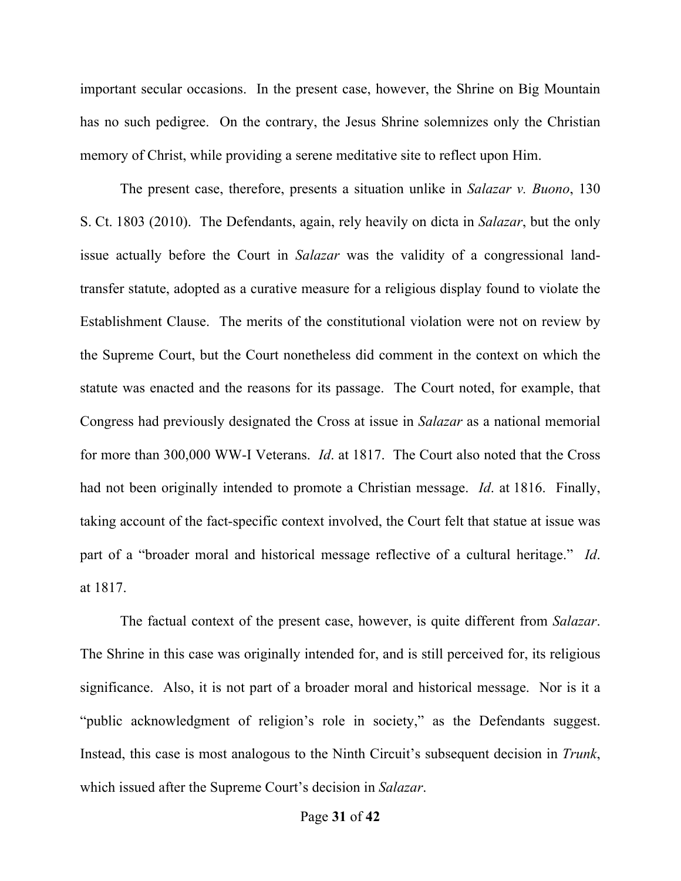important secular occasions. In the present case, however, the Shrine on Big Mountain has no such pedigree. On the contrary, the Jesus Shrine solemnizes only the Christian memory of Christ, while providing a serene meditative site to reflect upon Him.

The present case, therefore, presents a situation unlike in *Salazar v. Buono*, 130 S. Ct. 1803 (2010). The Defendants, again, rely heavily on dicta in *Salazar*, but the only issue actually before the Court in *Salazar* was the validity of a congressional land-transfer statute, adopted as a curative measure for a religious display found to violate the Establishment Clause. The merits of the constitutional violation were not on review by the Supreme Court, but the Court nonetheless did comment in the context on which the statute was enacted and the reasons for its passage. The Court noted, for example, that Congress had previously designated the Cross at issue in *Salazar* as a national memorial for more than 300,000 WW-I Veterans. *Id*. at 1817. The Court also noted that the Cross had not been originally intended to promote a Christian message. *Id*. at 1816. Finally, taking account of the fact-specific context involved, the Court felt that statue at issue was part of a "broader moral and historical message reflective of a cultural heritage." *Id*. at 1817.

The factual context of the present case, however, is quite different from *Salazar*. The Shrine in this case was originally intended for, and is still perceived for, its religious significance. Also, it is not part of a broader moral and historical message. Nor is it a "public acknowledgment of religion's role in society," as the Defendants suggest. Instead, this case is most analogous to the Ninth Circuit's subsequent decision in *Trunk*, which issued after the Supreme Court's decision in *Salazar*.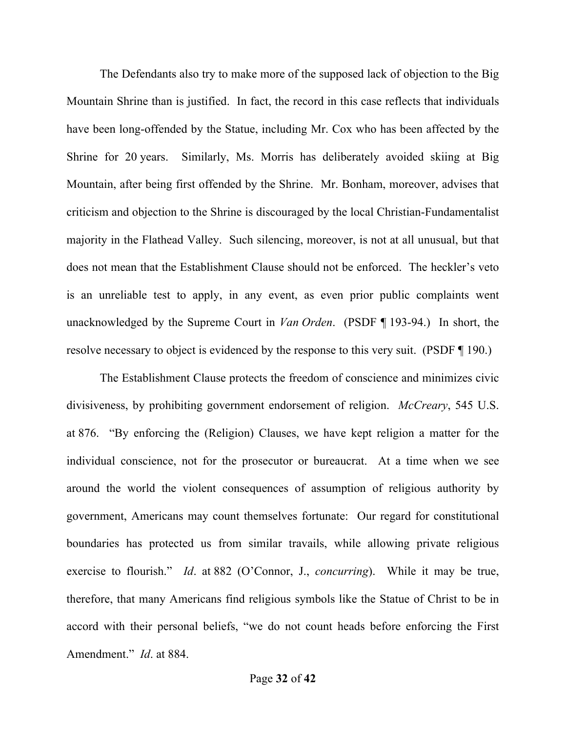The Defendants also try to make more of the supposed lack of objection to the Big Mountain Shrine than is justified. In fact, the record in this case reflects that individuals have been long-offended by the Statue, including Mr. Cox who has been affected by the Shrine for 20 years. Similarly, Ms. Morris has deliberately avoided skiing at Big Mountain, after being first offended by the Shrine. Mr. Bonham, moreover, advises that criticism and objection to the Shrine is discouraged by the local Christian-Fundamentalist majority in the Flathead Valley. Such silencing, moreover, is not at all unusual, but that does not mean that the Establishment Clause should not be enforced. The heckler's veto is an unreliable test to apply, in any event, as even prior public complaints went unacknowledged by the Supreme Court in *Van Orden*. (PSDF ¶ 193-94.) In short, the resolve necessary to object is evidenced by the response to this very suit. (PSDF ¶ 190.)

The Establishment Clause protects the freedom of conscience and minimizes civic divisiveness, by prohibiting government endorsement of religion. *McCreary*, 545 U.S. at 876. "By enforcing the (Religion) Clauses, we have kept religion a matter for the individual conscience, not for the prosecutor or bureaucrat. At a time when we see around the world the violent consequences of assumption of religious authority by government, Americans may count themselves fortunate: Our regard for constitutional boundaries has protected us from similar travails, while allowing private religious exercise to flourish." *Id*. at 882 (O'Connor, J., *concurring*). While it may be true, therefore, that many Americans find religious symbols like the Statue of Christ to be in accord with their personal beliefs, "we do not count heads before enforcing the First Amendment." *Id*. at 884.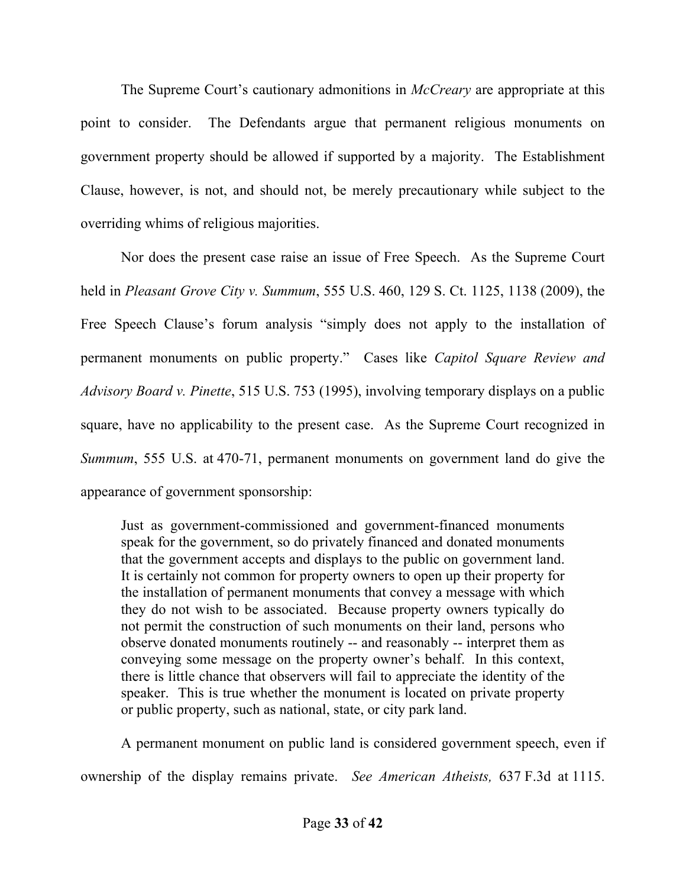The Supreme Court's cautionary admonitions in *McCreary* are appropriate at this point to consider. The Defendants argue that permanent religious monuments on government property should be allowed if supported by a majority. The Establishment Clause, however, is not, and should not, be merely precautionary while subject to the overriding whims of religious majorities.

Nor does the present case raise an issue of Free Speech. As the Supreme Court held in *Pleasant Grove City v. Summum*, 555 U.S. 460, 129 S. Ct. 1125, 1138 (2009), the Free Speech Clause's forum analysis "simply does not apply to the installation of permanent monuments on public property." Cases like *Capitol Square Review and Advisory Board v. Pinette*, 515 U.S. 753 (1995), involving temporary displays on a public square, have no applicability to the present case. As the Supreme Court recognized in *Summum*, 555 U.S. at 470-71, permanent monuments on government land do give the appearance of government sponsorship:

> Just as government-commissioned and government-financed monuments speak for the government, so do privately financed and donated monuments that the government accepts and displays to the public on government land. It is certainly not common for property owners to open up their property for the installation of permanent monuments that convey a message with which they do not wish to be associated. Because property owners typically do not permit the construction of such monuments on their land, persons who observe donated monuments routinely -- and reasonably -- interpret them as conveying some message on the property owner's behalf. In this context, there is little chance that observers will fail to appreciate the identity of the speaker. This is true whether the monument is located on private property or public property, such as national, state, or city park land.

A permanent monument on public land is considered government speech, even if ownership of the display remains private. *See American Atheists,* 637 F.3d at 1115.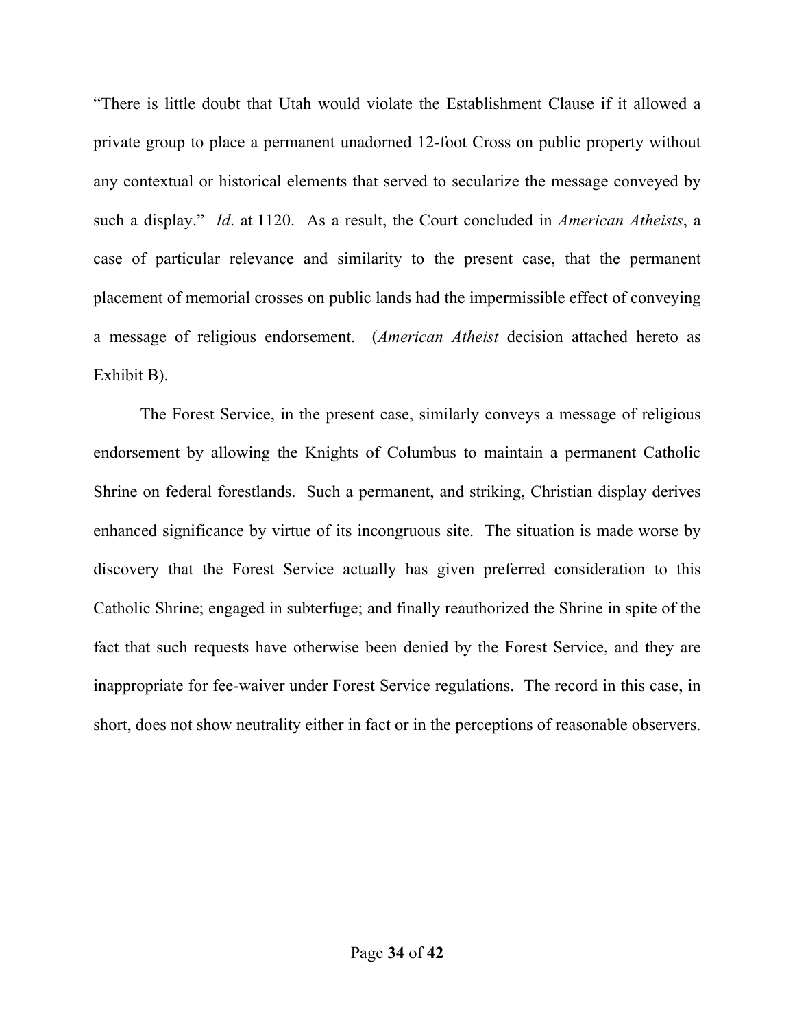"There is little doubt that Utah would violate the Establishment Clause if it allowed a private group to place a permanent unadorned 12-foot Cross on public property without any contextual or historical elements that served to secularize the message conveyed by such a display." *Id*. at 1120. As a result, the Court concluded in *American Atheists*, a case of particular relevance and similarity to the present case, that the permanent placement of memorial crosses on public lands had the impermissible effect of conveying a message of religious endorsement. (*American Atheist* decision attached hereto as Exhibit B).

The Forest Service, in the present case, similarly conveys a message of religious endorsement by allowing the Knights of Columbus to maintain a permanent Catholic Shrine on federal forestlands. Such a permanent, and striking, Christian display derives enhanced significance by virtue of its incongruous site. The situation is made worse by discovery that the Forest Service actually has given preferred consideration to this Catholic Shrine; engaged in subterfuge; and finally reauthorized the Shrine in spite of the fact that such requests have otherwise been denied by the Forest Service, and they are inappropriate for fee-waiver under Forest Service regulations. The record in this case, in short, does not show neutrality either in fact or in the perceptions of reasonable observers.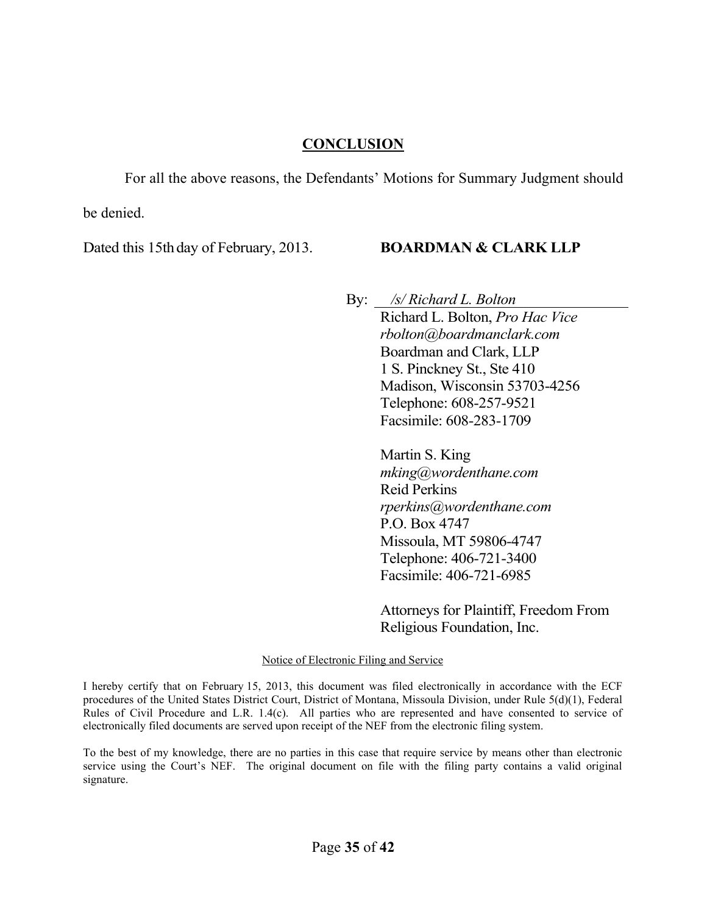## CONCLUSION

For all the above reasons, the Defendants' Motions for Summary Judgment should be denied.

Dated this 15th day of February, 2013. **BOARDMAN & CLARK LLP**

By: */s/ Richard L. Bolton*
Richard L. Bolton, *Pro Hac Vice*
*rbolton@boardmanclark.com*
Boardman and Clark, LLP
1 S. Pinckney St., Ste 410
Madison, Wisconsin 53703-4256
Telephone: 608-257-9521
Facsimile: 608-283-1709

Martin S. King
*mking@wordenthane.com*
Reid Perkins
*rperkins@wordenthane.com*
P.O. Box 4747
Missoula, MT 59806-4747
Telephone: 406-721-3400
Facsimile: 406-721-6985

Attorneys for Plaintiff, Freedom From Religious Foundation, Inc.

Notice of Electronic Filing and Service

I hereby certify that on February 15, 2013, this document was filed electronically in accordance with the ECF procedures of the United States District Court, District of Montana, Missoula Division, under Rule 5(d)(1), Federal Rules of Civil Procedure and L.R. 1.4(c). All parties who are represented and have consented to service of electronically filed documents are served upon receipt of the NEF from the electronic filing system.

To the best of my knowledge, there are no parties in this case that require service by means other than electronic service using the Court's NEF. The original document on file with the filing party contains a valid original signature.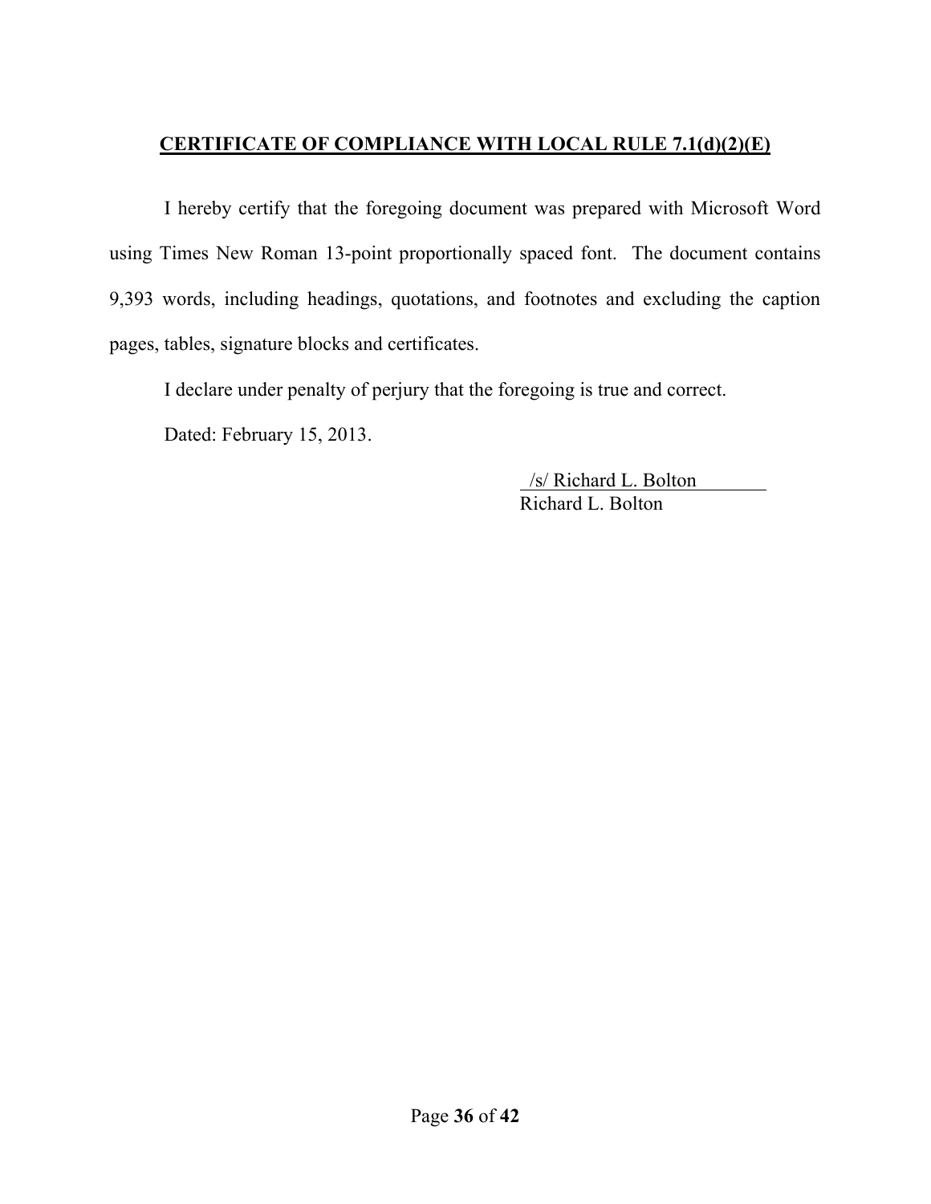**CERTIFICATE OF COMPLIANCE WITH LOCAL RULE 7.1(d)(2)(E)**

I hereby certify that the foregoing document was prepared with Microsoft Word using Times New Roman 13-point proportionally spaced font. The document contains 9,393 words, including headings, quotations, and footnotes and excluding the caption pages, tables, signature blocks and certificates.

I declare under penalty of perjury that the foregoing is true and correct.

Dated: February 15, 2013.

/s/ Richard L. Bolton
Richard L. Bolton